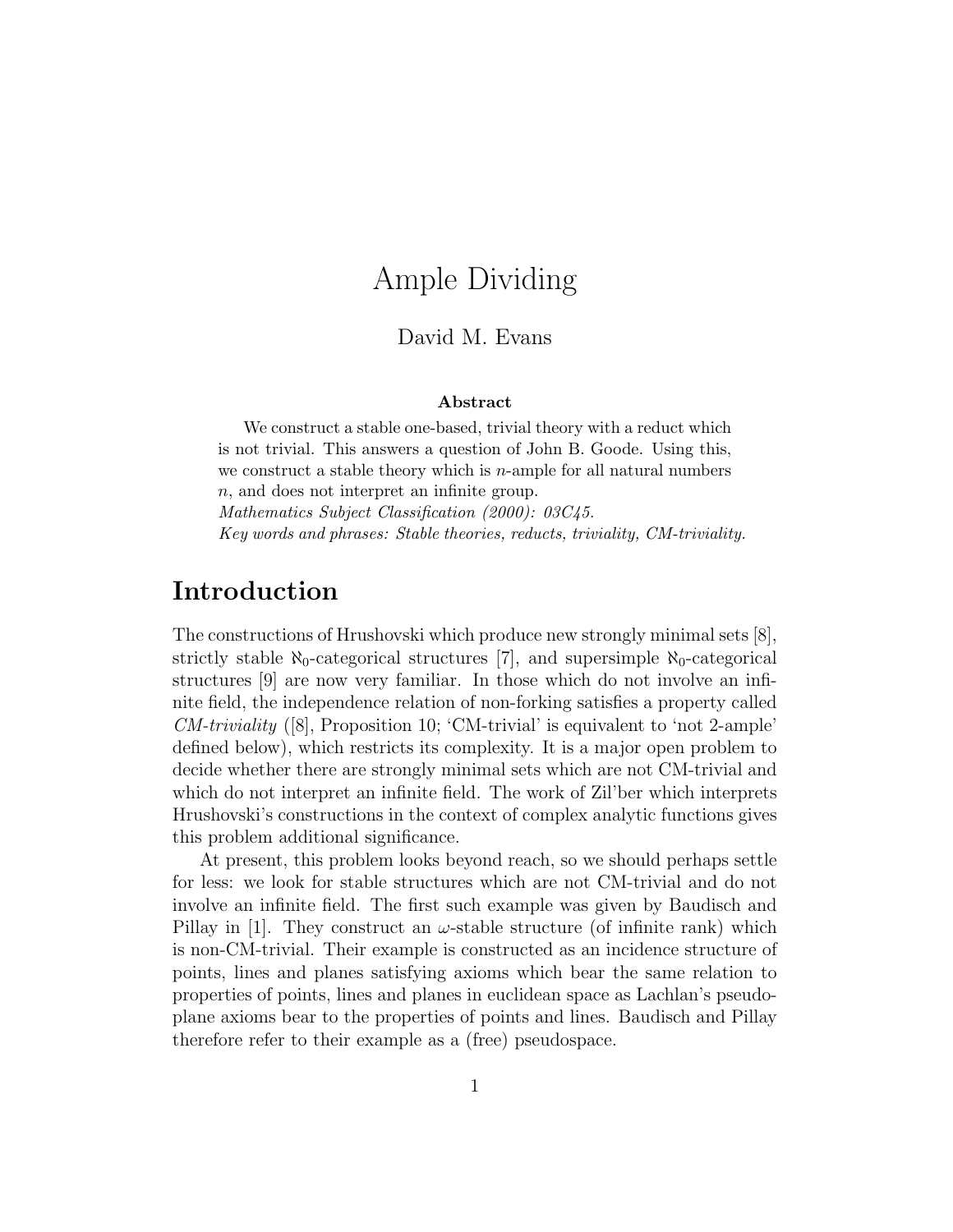# Ample Dividing

David M. Evans

**Abstract**

We construct a stable one-based, trivial theory with a reduct which is not trivial. This answers a question of John B. Goode. Using this, we construct a stable theory which is $n$-ample for all natural numbers $n$, and does not interpret an infinite group.

*Mathematics Subject Classification (2000): 03C45.*

*Key words and phrases: Stable theories, reducts, triviality, CM-triviality.*

## Introduction

The constructions of Hrushovski which produce new strongly minimal sets [8], strictly stable $\aleph_0$-categorical structures [7], and supersimple $\aleph_0$-categorical structures [9] are now very familiar. In those which do not involve an infinite field, the independence relation of non-forking satisfies a property called *CM-triviality* ([8], Proposition 10; 'CM-trivial' is equivalent to 'not 2-ample' defined below), which restricts its complexity. It is a major open problem to decide whether there are strongly minimal sets which are not CM-trivial and which do not interpret an infinite field. The work of Zil'ber which interprets Hrushovski's constructions in the context of complex analytic functions gives this problem additional significance.

At present, this problem looks beyond reach, so we should perhaps settle for less: we look for stable structures which are not CM-trivial and do not involve an infinite field. The first such example was given by Baudisch and Pillay in [1]. They construct an $\omega$-stable structure (of infinite rank) which is non-CM-trivial. Their example is constructed as an incidence structure of points, lines and planes satisfying axioms which bear the same relation to properties of points, lines and planes in euclidean space as Lachlan's pseudoplane axioms bear to the properties of points and lines. Baudisch and Pillay therefore refer to their example as a (free) pseudospace.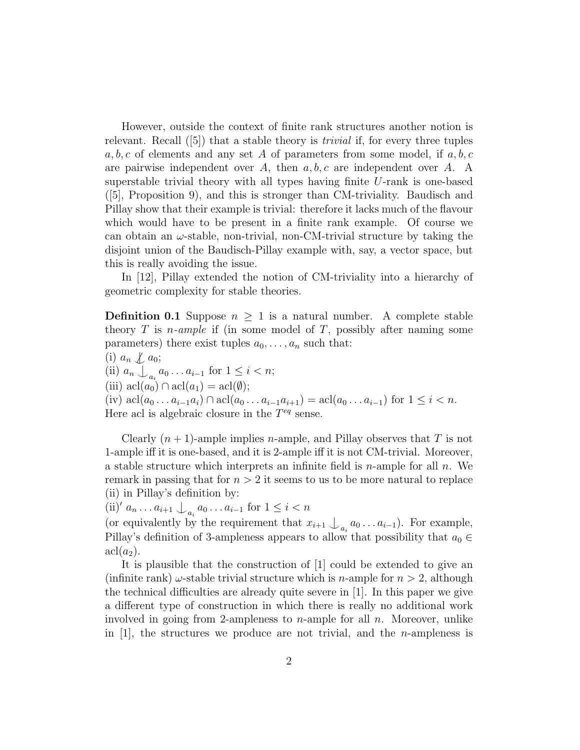However, outside the context of finite rank structures another notion is relevant. Recall ([5]) that a stable theory is *trivial* if, for every three tuples $a, b, c$ of elements and any set $A$ of parameters from some model, if $a, b, c$ are pairwise independent over $A$, then $a, b, c$ are independent over $A$. A superstable trivial theory with all types having finite $U$-rank is one-based ([5], Proposition 9), and this is stronger than CM-triviality. Baudisch and Pillay show that their example is trivial: therefore it lacks much of the flavour which would have to be present in a finite rank example. Of course we can obtain an $\omega$-stable, non-trivial, non-CM-trivial structure by taking the disjoint union of the Baudisch-Pillay example with, say, a vector space, but this is really avoiding the issue.

In [12], Pillay extended the notion of CM-triviality into a hierarchy of geometric complexity for stable theories.

**Definition 0.1** Suppose $n \geq 1$ is a natural number. A complete stable theory $T$ is *$n$-ample* if (in some model of $T$, possibly after naming some parameters) there exist tuples $a_0, \ldots, a_n$ such that:
(i) $a_n \not\mathrel{\raise0.2ex\hbox{$\smile$}\kern-0.85em\lower0.3ex\hbox{$|$}} a_0$;
(ii) $a_n \mathop{\smile\hskip-0.9em\raise0.4ex\hbox{$|$}}_{a_i} a_0 \ldots a_{i-1}$ for $1 \leq i < n$;
(iii) $\mathrm{acl}(a_0) \cap \mathrm{acl}(a_1) = \mathrm{acl}(\emptyset)$;
(iv) $\mathrm{acl}(a_0 \ldots a_{i-1} a_i) \cap \mathrm{acl}(a_0 \ldots a_{i-1} a_{i+1}) = \mathrm{acl}(a_0 \ldots a_{i-1})$ for $1 \leq i < n$.
Here acl is algebraic closure in the $T^{eq}$ sense.

Clearly $(n+1)$-ample implies $n$-ample, and Pillay observes that $T$ is not 1-ample iff it is one-based, and it is 2-ample iff it is not CM-trivial. Moreover, a stable structure which interprets an infinite field is $n$-ample for all $n$. We remark in passing that for $n > 2$ it seems to us to be more natural to replace (ii) in Pillay's definition by:
(ii)$'$ $a_n \ldots a_{i+1} \mathop{\smile\hskip-0.9em\raise0.4ex\hbox{$|$}}_{a_i} a_0 \ldots a_{i-1}$ for $1 \leq i < n$
(or equivalently by the requirement that $x_{i+1} \mathop{\smile\hskip-0.9em\raise0.4ex\hbox{$|$}}_{a_i} a_0 \ldots a_{i-1}$). For example, Pillay's definition of 3-ampleness appears to allow that possibility that $a_0 \in \mathrm{acl}(a_2)$.

It is plausible that the construction of [1] could be extended to give an (infinite rank) $\omega$-stable trivial structure which is $n$-ample for $n > 2$, although the technical difficulties are already quite severe in [1]. In this paper we give a different type of construction in which there is really no additional work involved in going from 2-ampleness to $n$-ample for all $n$. Moreover, unlike in [1], the structures we produce are not trivial, and the $n$-ampleness is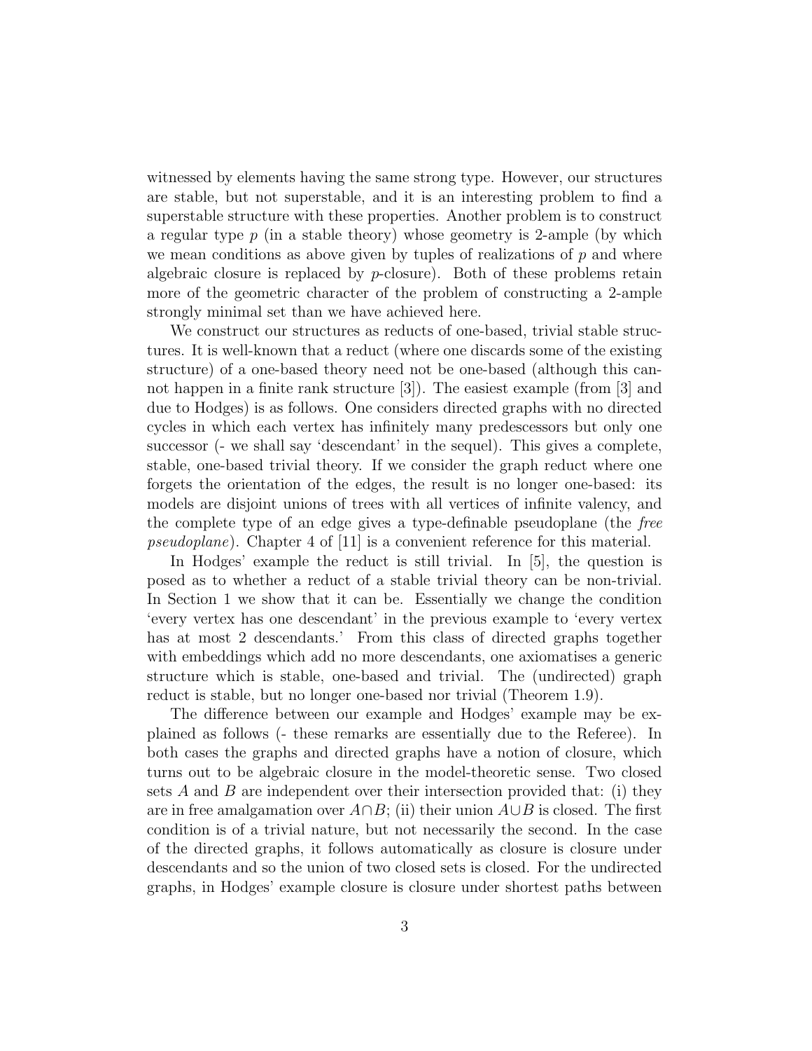witnessed by elements having the same strong type. However, our structures are stable, but not superstable, and it is an interesting problem to find a superstable structure with these properties. Another problem is to construct a regular type $p$ (in a stable theory) whose geometry is 2-ample (by which we mean conditions as above given by tuples of realizations of $p$ and where algebraic closure is replaced by $p$-closure). Both of these problems retain more of the geometric character of the problem of constructing a 2-ample strongly minimal set than we have achieved here.

We construct our structures as reducts of one-based, trivial stable structures. It is well-known that a reduct (where one discards some of the existing structure) of a one-based theory need not be one-based (although this cannot happen in a finite rank structure [3]). The easiest example (from [3] and due to Hodges) is as follows. One considers directed graphs with no directed cycles in which each vertex has infinitely many predescessors but only one successor (- we shall say 'descendant' in the sequel). This gives a complete, stable, one-based trivial theory. If we consider the graph reduct where one forgets the orientation of the edges, the result is no longer one-based: its models are disjoint unions of trees with all vertices of infinite valency, and the complete type of an edge gives a type-definable pseudoplane (the *free pseudoplane*). Chapter 4 of [11] is a convenient reference for this material.

In Hodges' example the reduct is still trivial. In [5], the question is posed as to whether a reduct of a stable trivial theory can be non-trivial. In Section 1 we show that it can be. Essentially we change the condition 'every vertex has one descendant' in the previous example to 'every vertex has at most 2 descendants.' From this class of directed graphs together with embeddings which add no more descendants, one axiomatises a generic structure which is stable, one-based and trivial. The (undirected) graph reduct is stable, but no longer one-based nor trivial (Theorem 1.9).

The difference between our example and Hodges' example may be explained as follows (- these remarks are essentially due to the Referee). In both cases the graphs and directed graphs have a notion of closure, which turns out to be algebraic closure in the model-theoretic sense. Two closed sets $A$ and $B$ are independent over their intersection provided that: (i) they are in free amalgamation over $A \cap B$; (ii) their union $A \cup B$ is closed. The first condition is of a trivial nature, but not necessarily the second. In the case of the directed graphs, it follows automatically as closure is closure under descendants and so the union of two closed sets is closed. For the undirected graphs, in Hodges' example closure is closure under shortest paths between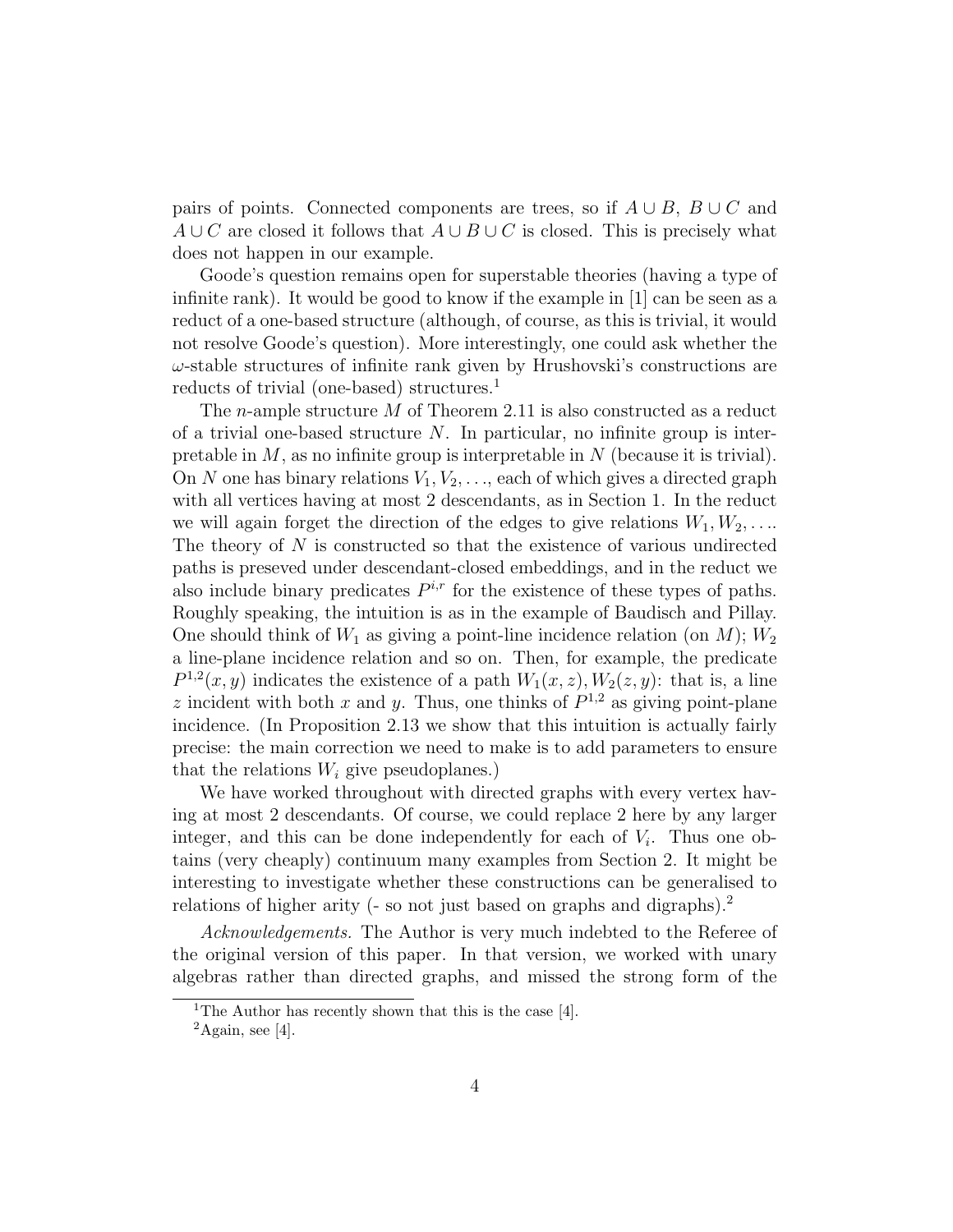pairs of points. Connected components are trees, so if $A \cup B$, $B \cup C$ and $A \cup C$ are closed it follows that $A \cup B \cup C$ is closed. This is precisely what does not happen in our example.

Goode's question remains open for superstable theories (having a type of infinite rank). It would be good to know if the example in [1] can be seen as a reduct of a one-based structure (although, of course, as this is trivial, it would not resolve Goode's question). More interestingly, one could ask whether the $\omega$-stable structures of infinite rank given by Hrushovski's constructions are reducts of trivial (one-based) structures.[1]

The $n$-ample structure $M$ of Theorem 2.11 is also constructed as a reduct of a trivial one-based structure $N$. In particular, no infinite group is interpretable in $M$, as no infinite group is interpretable in $N$ (because it is trivial). On $N$ one has binary relations $V_1, V_2, \ldots$, each of which gives a directed graph with all vertices having at most 2 descendants, as in Section 1. In the reduct we will again forget the direction of the edges to give relations $W_1, W_2, \ldots$. The theory of $N$ is constructed so that the existence of various undirected paths is preseved under descendant-closed embeddings, and in the reduct we also include binary predicates $P^{i,r}$ for the existence of these types of paths. Roughly speaking, the intuition is as in the example of Baudisch and Pillay. One should think of $W_1$ as giving a point-line incidence relation (on $M$); $W_2$ a line-plane incidence relation and so on. Then, for example, the predicate $P^{1,2}(x, y)$ indicates the existence of a path $W_1(x, z), W_2(z, y)$: that is, a line $z$ incident with both $x$ and $y$. Thus, one thinks of $P^{1,2}$ as giving point-plane incidence. (In Proposition 2.13 we show that this intuition is actually fairly precise: the main correction we need to make is to add parameters to ensure that the relations $W_i$ give pseudoplanes.)

We have worked throughout with directed graphs with every vertex having at most 2 descendants. Of course, we could replace 2 here by any larger integer, and this can be done independently for each of $V_i$. Thus one obtains (very cheaply) continuum many examples from Section 2. It might be interesting to investigate whether these constructions can be generalised to relations of higher arity (- so not just based on graphs and digraphs).[2]

*Acknowledgements.* The Author is very much indebted to the Referee of the original version of this paper. In that version, we worked with unary algebras rather than directed graphs, and missed the strong form of the

[1] The Author has recently shown that this is the case [4].

[2] Again, see [4].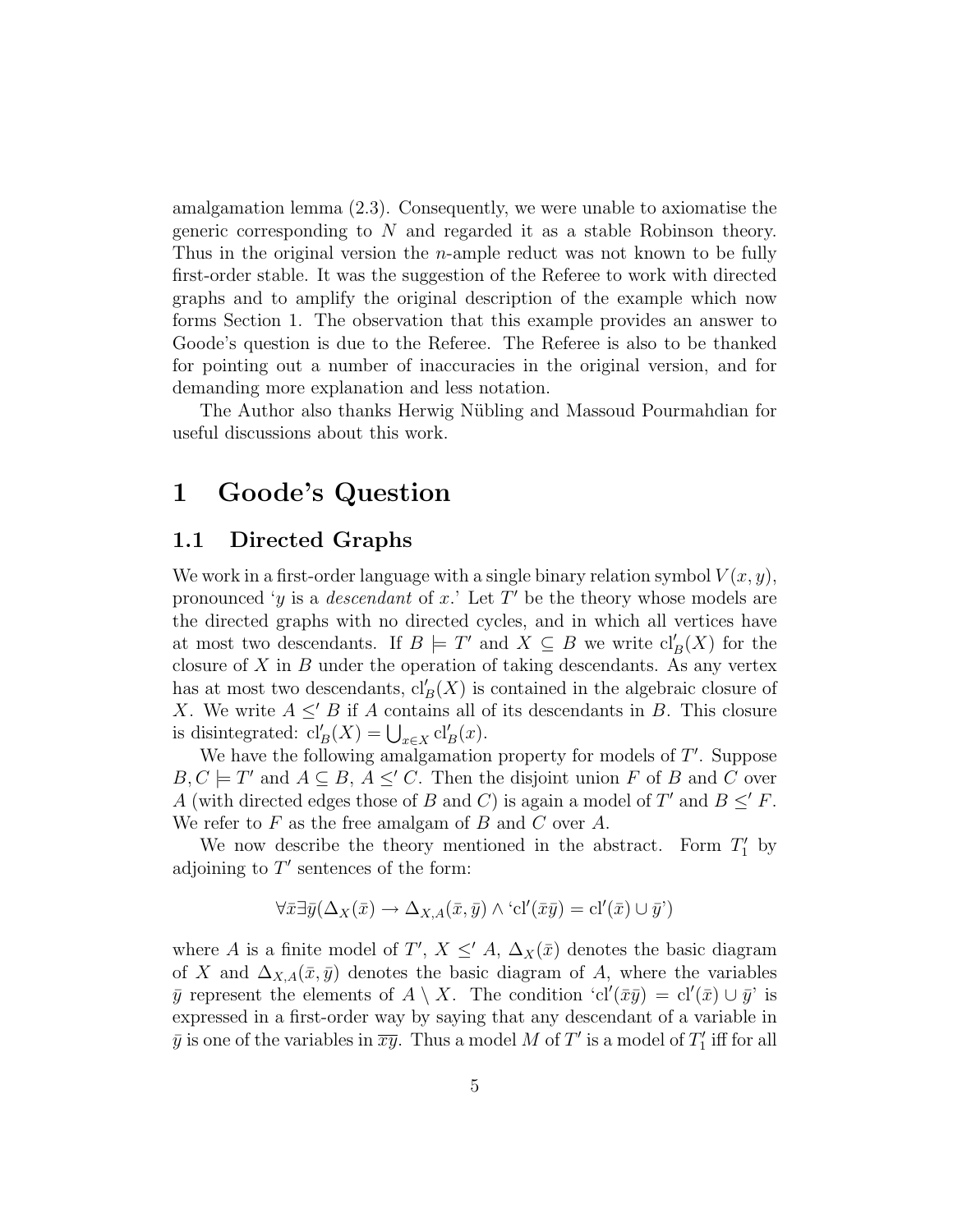amalgamation lemma (2.3). Consequently, we were unable to axiomatise the generic corresponding to $N$ and regarded it as a stable Robinson theory. Thus in the original version the $n$-ample reduct was not known to be fully first-order stable. It was the suggestion of the Referee to work with directed graphs and to amplify the original description of the example which now forms Section 1. The observation that this example provides an answer to Goode's question is due to the Referee. The Referee is also to be thanked for pointing out a number of inaccuracies in the original version, and for demanding more explanation and less notation.

The Author also thanks Herwig Nübling and Massoud Pourmahdian for useful discussions about this work.

# 1 Goode's Question

## 1.1 Directed Graphs

We work in a first-order language with a single binary relation symbol $V(x, y)$, pronounced '$y$ is a *descendant* of $x$.' Let $T'$ be the theory whose models are the directed graphs with no directed cycles, and in which all vertices have at most two descendants. If $B \models T'$ and $X \subseteq B$ we write $\mathrm{cl}'_B(X)$ for the closure of $X$ in $B$ under the operation of taking descendants. As any vertex has at most two descendants, $\mathrm{cl}'_B(X)$ is contained in the algebraic closure of $X$. We write $A \leq' B$ if $A$ contains all of its descendants in $B$. This closure is disintegrated: $\mathrm{cl}'_B(X) = \bigcup_{x \in X} \mathrm{cl}'_B(x)$.

We have the following amalgamation property for models of $T'$. Suppose $B, C \models T'$ and $A \subseteq B$, $A \leq' C$. Then the disjoint union $F$ of $B$ and $C$ over $A$ (with directed edges those of $B$ and $C$) is again a model of $T'$ and $B \leq' F$. We refer to $F$ as the free amalgam of $B$ and $C$ over $A$.

We now describe the theory mentioned in the abstract. Form $T'_1$ by adjoining to $T'$ sentences of the form:

$$\forall \bar{x} \exists \bar{y} (\Delta_X(\bar{x}) \to \Delta_{X,A}(\bar{x}, \bar{y}) \wedge \text{`}\mathrm{cl}'(\bar{x}\bar{y}) = \mathrm{cl}'(\bar{x}) \cup \bar{y}\text{'})$$

where $A$ is a finite model of $T'$, $X \leq' A$, $\Delta_X(\bar{x})$ denotes the basic diagram of $X$ and $\Delta_{X,A}(\bar{x}, \bar{y})$ denotes the basic diagram of $A$, where the variables $\bar{y}$ represent the elements of $A \setminus X$. The condition '$\mathrm{cl}'(\bar{x}\bar{y}) = \mathrm{cl}'(\bar{x}) \cup \bar{y}$' is expressed in a first-order way by saying that any descendant of a variable in $\bar{y}$ is one of the variables in $\overline{xy}$. Thus a model $M$ of $T'$ is a model of $T'_1$ iff for all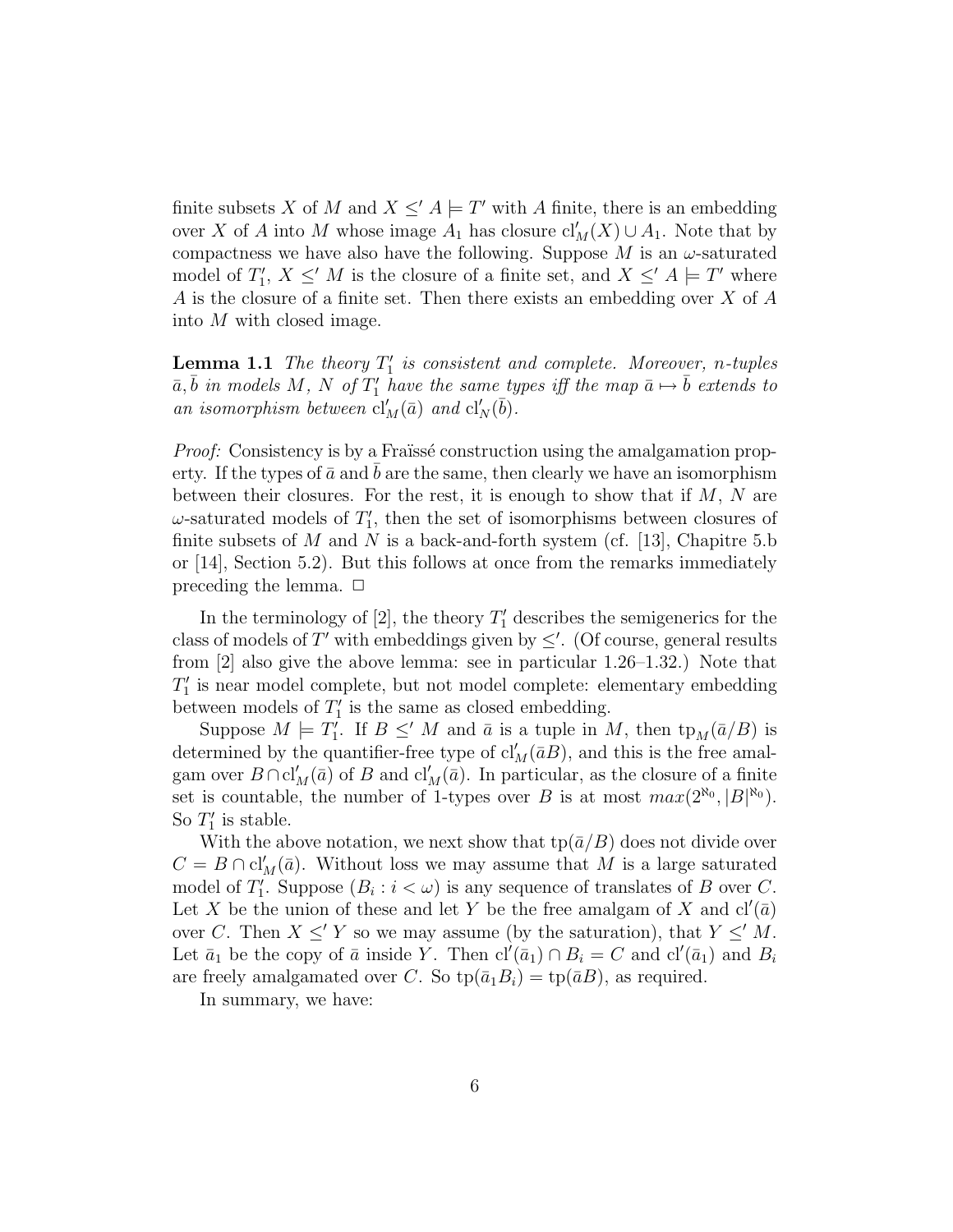finite subsets $X$ of $M$ and $X \leq' A \models T'$ with $A$ finite, there is an embedding over $X$ of $A$ into $M$ whose image $A_1$ has closure $\mathrm{cl}'_M(X) \cup A_1$. Note that by compactness we have also have the following. Suppose $M$ is an $\omega$-saturated model of $T'_1$, $X \leq' M$ is the closure of a finite set, and $X \leq' A \models T'$ where $A$ is the closure of a finite set. Then there exists an embedding over $X$ of $A$ into $M$ with closed image.

**Lemma 1.1** *The theory $T'_1$ is consistent and complete. Moreover, $n$-tuples $\bar{a}, \bar{b}$ in models $M$, $N$ of $T'_1$ have the same types iff the map $\bar{a} \mapsto \bar{b}$ extends to an isomorphism between $\mathrm{cl}'_M(\bar{a})$ and $\mathrm{cl}'_N(\bar{b})$.*

*Proof:* Consistency is by a Fraïssé construction using the amalgamation property. If the types of $\bar{a}$ and $\bar{b}$ are the same, then clearly we have an isomorphism between their closures. For the rest, it is enough to show that if $M$, $N$ are $\omega$-saturated models of $T'_1$, then the set of isomorphisms between closures of finite subsets of $M$ and $N$ is a back-and-forth system (cf. [13], Chapitre 5.b or [14], Section 5.2). But this follows at once from the remarks immediately preceding the lemma. $\Box$

In the terminology of [2], the theory $T'_1$ describes the semigenerics for the class of models of $T'$ with embeddings given by $\leq'$. (Of course, general results from [2] also give the above lemma: see in particular 1.26–1.32.) Note that $T'_1$ is near model complete, but not model complete: elementary embedding between models of $T'_1$ is the same as closed embedding.

Suppose $M \models T'_1$. If $B \leq' M$ and $\bar{a}$ is a tuple in $M$, then $\mathrm{tp}_M(\bar{a}/B)$ is determined by the quantifier-free type of $\mathrm{cl}'_M(\bar{a}B)$, and this is the free amalgam over $B \cap \mathrm{cl}'_M(\bar{a})$ of $B$ and $\mathrm{cl}'_M(\bar{a})$. In particular, as the closure of a finite set is countable, the number of 1-types over $B$ is at most $max(2^{\aleph_0}, |B|^{\aleph_0})$. So $T'_1$ is stable.

With the above notation, we next show that $\mathrm{tp}(\bar{a}/B)$ does not divide over $C = B \cap \mathrm{cl}'_M(\bar{a})$. Without loss we may assume that $M$ is a large saturated model of $T'_1$. Suppose $(B_i : i < \omega)$ is any sequence of translates of $B$ over $C$. Let $X$ be the union of these and let $Y$ be the free amalgam of $X$ and $\mathrm{cl}'(\bar{a})$ over $C$. Then $X \leq' Y$ so we may assume (by the saturation), that $Y \leq' M$. Let $\bar{a}_1$ be the copy of $\bar{a}$ inside $Y$. Then $\mathrm{cl}'(\bar{a}_1) \cap B_i = C$ and $\mathrm{cl}'(\bar{a}_1)$ and $B_i$ are freely amalgamated over $C$. So $\mathrm{tp}(\bar{a}_1 B_i) = \mathrm{tp}(\bar{a}B)$, as required.

In summary, we have: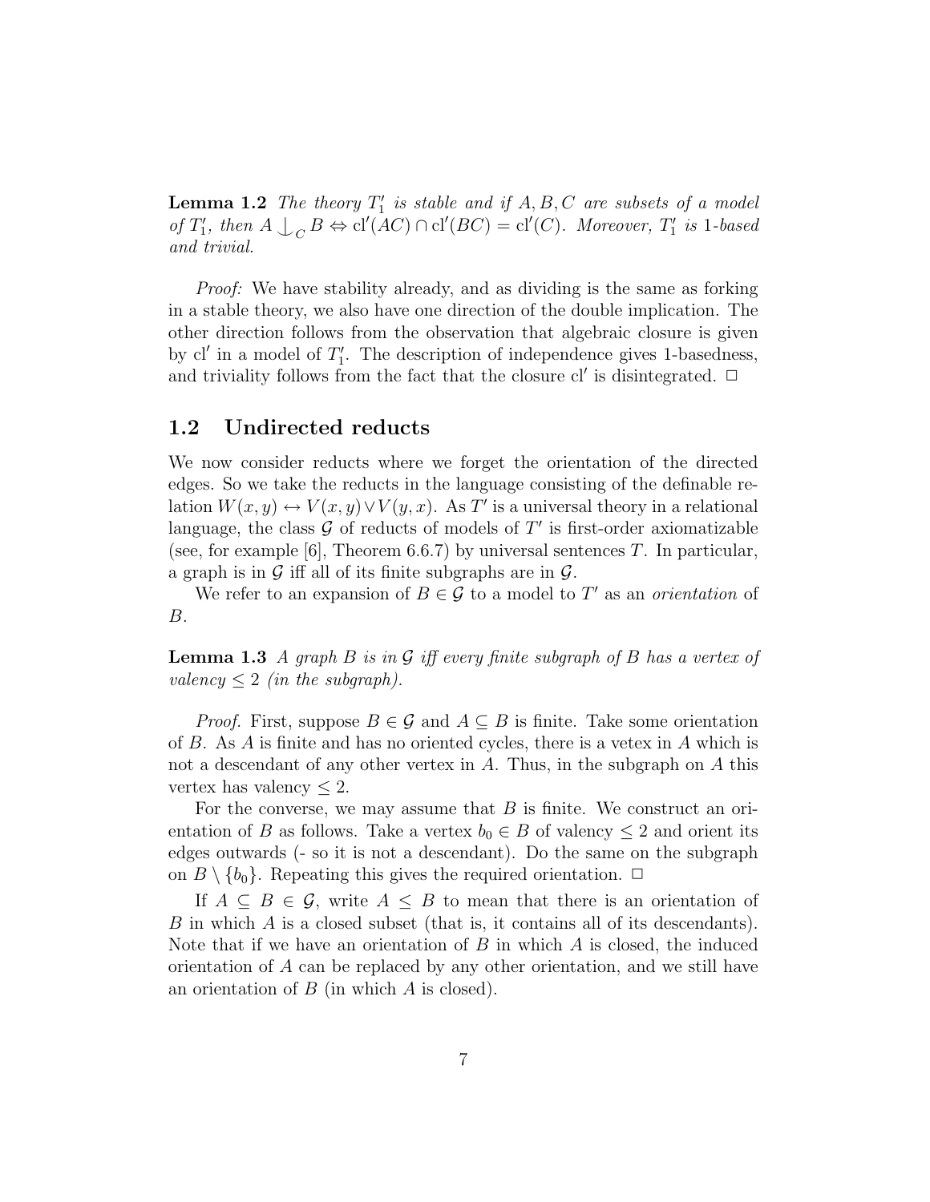**Lemma 1.2** *The theory $T_1'$ is stable and if $A, B, C$ are subsets of a model of $T_1'$, then $A \mathop{\smile\!\!\!\!\!\!\mid}_C B \Leftrightarrow \mathrm{cl}'(AC) \cap \mathrm{cl}'(BC) = \mathrm{cl}'(C)$. Moreover, $T_1'$ is 1-based and trivial.*

*Proof:* We have stability already, and as dividing is the same as forking in a stable theory, we also have one direction of the double implication. The other direction follows from the observation that algebraic closure is given by $\mathrm{cl}'$ in a model of $T_1'$. The description of independence gives 1-basedness, and triviality follows from the fact that the closure $\mathrm{cl}'$ is disintegrated. $\Box$

## 1.2 Undirected reducts

We now consider reducts where we forget the orientation of the directed edges. So we take the reducts in the language consisting of the definable relation $W(x, y) \leftrightarrow V(x, y) \vee V(y, x)$. As $T'$ is a universal theory in a relational language, the class $\mathcal{G}$ of reducts of models of $T'$ is first-order axiomatizable (see, for example [6], Theorem 6.6.7) by universal sentences $T$. In particular, a graph is in $\mathcal{G}$ iff all of its finite subgraphs are in $\mathcal{G}$.

We refer to an expansion of $B \in \mathcal{G}$ to a model to $T'$ as an *orientation* of $B$.

**Lemma 1.3** *A graph $B$ is in $\mathcal{G}$ iff every finite subgraph of $B$ has a vertex of valency $\leq 2$ (in the subgraph).*

*Proof.* First, suppose $B \in \mathcal{G}$ and $A \subseteq B$ is finite. Take some orientation of $B$. As $A$ is finite and has no oriented cycles, there is a vetex in $A$ which is not a descendant of any other vertex in $A$. Thus, in the subgraph on $A$ this vertex has valency $\leq 2$.

For the converse, we may assume that $B$ is finite. We construct an orientation of $B$ as follows. Take a vertex $b_0 \in B$ of valency $\leq 2$ and orient its edges outwards (- so it is not a descendant). Do the same on the subgraph on $B \setminus \{b_0\}$. Repeating this gives the required orientation. $\Box$

If $A \subseteq B \in \mathcal{G}$, write $A \leq B$ to mean that there is an orientation of $B$ in which $A$ is a closed subset (that is, it contains all of its descendants). Note that if we have an orientation of $B$ in which $A$ is closed, the induced orientation of $A$ can be replaced by any other orientation, and we still have an orientation of $B$ (in which $A$ is closed).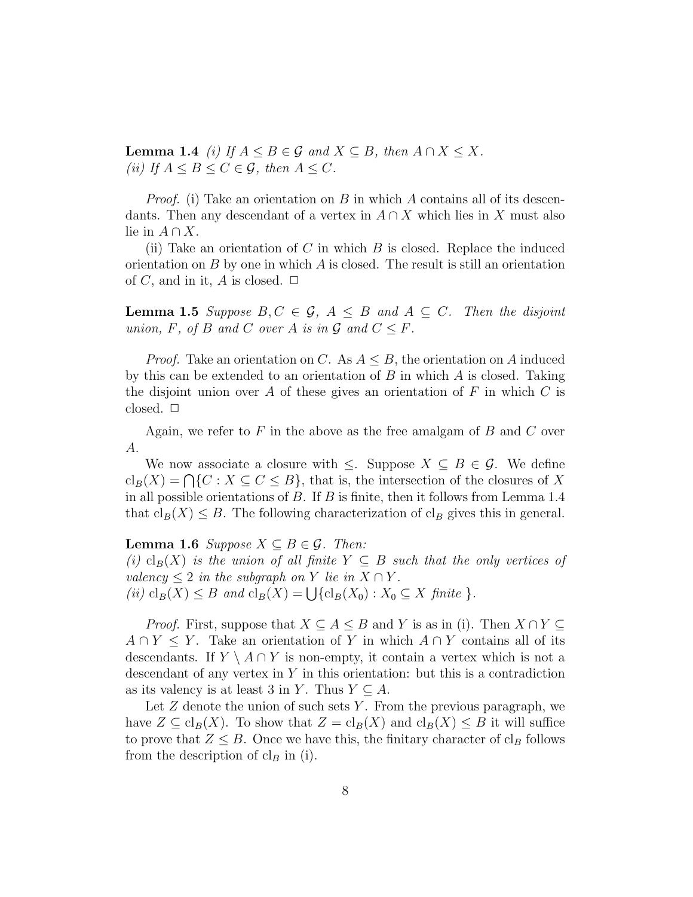**Lemma 1.4** *(i) If $A \leq B \in \mathcal{G}$ and $X \subseteq B$, then $A \cap X \leq X$.*
*(ii) If $A \leq B \leq C \in \mathcal{G}$, then $A \leq C$.*

*Proof.* (i) Take an orientation on $B$ in which $A$ contains all of its descendants. Then any descendant of a vertex in $A \cap X$ which lies in $X$ must also lie in $A \cap X$.

(ii) Take an orientation of $C$ in which $B$ is closed. Replace the induced orientation on $B$ by one in which $A$ is closed. The result is still an orientation of $C$, and in it, $A$ is closed. $\Box$

**Lemma 1.5** *Suppose $B, C \in \mathcal{G}$, $A \leq B$ and $A \subseteq C$. Then the disjoint union, $F$, of $B$ and $C$ over $A$ is in $\mathcal{G}$ and $C \leq F$.*

*Proof.* Take an orientation on $C$. As $A \leq B$, the orientation on $A$ induced by this can be extended to an orientation of $B$ in which $A$ is closed. Taking the disjoint union over $A$ of these gives an orientation of $F$ in which $C$ is closed. $\Box$

Again, we refer to $F$ in the above as the free amalgam of $B$ and $C$ over $A$.

We now associate a closure with $\leq$. Suppose $X \subseteq B \in \mathcal{G}$. We define $\mathrm{cl}_B(X) = \bigcap\{C : X \subseteq C \leq B\}$, that is, the intersection of the closures of $X$ in all possible orientations of $B$. If $B$ is finite, then it follows from Lemma 1.4 that $\mathrm{cl}_B(X) \leq B$. The following characterization of $\mathrm{cl}_B$ gives this in general.

**Lemma 1.6** *Suppose $X \subseteq B \in \mathcal{G}$. Then:*
*(i) $\mathrm{cl}_B(X)$ is the union of all finite $Y \subseteq B$ such that the only vertices of valency $\leq 2$ in the subgraph on $Y$ lie in $X \cap Y$.*
*(ii) $\mathrm{cl}_B(X) \leq B$ and $\mathrm{cl}_B(X) = \bigcup\{\mathrm{cl}_B(X_0) : X_0 \subseteq X \text{ finite }\}$.*

*Proof.* First, suppose that $X \subseteq A \leq B$ and $Y$ is as in (i). Then $X \cap Y \subseteq A \cap Y \leq Y$. Take an orientation of $Y$ in which $A \cap Y$ contains all of its descendants. If $Y \setminus A \cap Y$ is non-empty, it contain a vertex which is not a descendant of any vertex in $Y$ in this orientation: but this is a contradiction as its valency is at least 3 in $Y$. Thus $Y \subseteq A$.

Let $Z$ denote the union of such sets $Y$. From the previous paragraph, we have $Z \subseteq \mathrm{cl}_B(X)$. To show that $Z = \mathrm{cl}_B(X)$ and $\mathrm{cl}_B(X) \leq B$ it will suffice to prove that $Z \leq B$. Once we have this, the finitary character of $\mathrm{cl}_B$ follows from the description of $\mathrm{cl}_B$ in (i).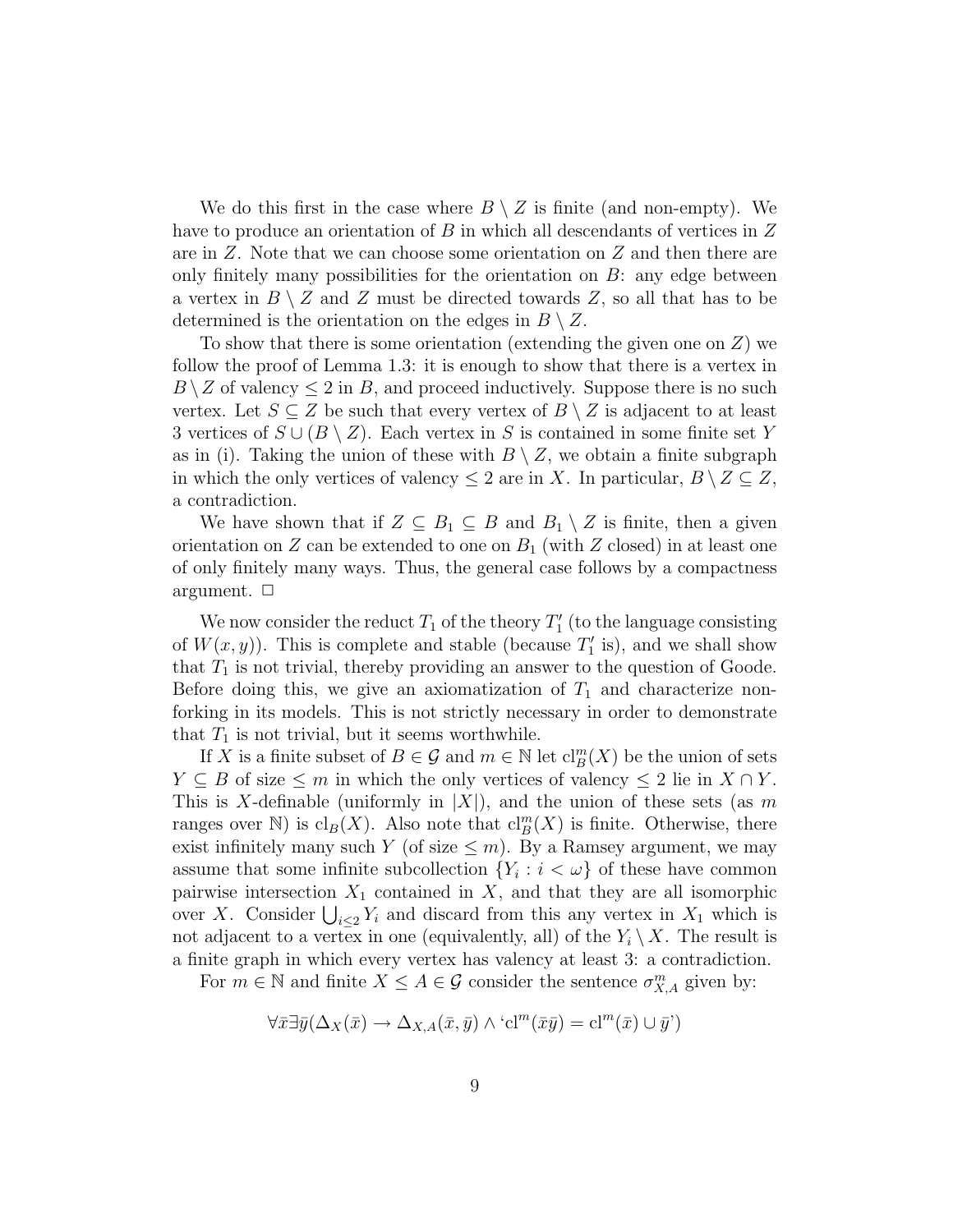We do this first in the case where $B \setminus Z$ is finite (and non-empty). We have to produce an orientation of $B$ in which all descendants of vertices in $Z$ are in $Z$. Note that we can choose some orientation on $Z$ and then there are only finitely many possibilities for the orientation on $B$: any edge between a vertex in $B \setminus Z$ and $Z$ must be directed towards $Z$, so all that has to be determined is the orientation on the edges in $B \setminus Z$.

To show that there is some orientation (extending the given one on $Z$) we follow the proof of Lemma 1.3: it is enough to show that there is a vertex in $B \setminus Z$ of valency $\leq 2$ in $B$, and proceed inductively. Suppose there is no such vertex. Let $S \subseteq Z$ be such that every vertex of $B \setminus Z$ is adjacent to at least 3 vertices of $S \cup (B \setminus Z)$. Each vertex in $S$ is contained in some finite set $Y$ as in (i). Taking the union of these with $B \setminus Z$, we obtain a finite subgraph in which the only vertices of valency $\leq 2$ are in $X$. In particular, $B \setminus Z \subseteq Z$, a contradiction.

We have shown that if $Z \subseteq B_1 \subseteq B$ and $B_1 \setminus Z$ is finite, then a given orientation on $Z$ can be extended to one on $B_1$ (with $Z$ closed) in at least one of only finitely many ways. Thus, the general case follows by a compactness argument. $\Box$

We now consider the reduct $T_1$ of the theory $T_1'$ (to the language consisting of $W(x, y)$). This is complete and stable (because $T_1'$ is), and we shall show that $T_1$ is not trivial, thereby providing an answer to the question of Goode. Before doing this, we give an axiomatization of $T_1$ and characterize non-forking in its models. This is not strictly necessary in order to demonstrate that $T_1$ is not trivial, but it seems worthwhile.

If $X$ is a finite subset of $B \in \mathcal{G}$ and $m \in \mathbb{N}$ let $\mathrm{cl}_B^m(X)$ be the union of sets $Y \subseteq B$ of size $\leq m$ in which the only vertices of valency $\leq 2$ lie in $X \cap Y$. This is $X$-definable (uniformly in $|X|$), and the union of these sets (as $m$ ranges over $\mathbb{N}$) is $\mathrm{cl}_B(X)$. Also note that $\mathrm{cl}_B^m(X)$ is finite. Otherwise, there exist infinitely many such $Y$ (of size $\leq m$). By a Ramsey argument, we may assume that some infinite subcollection $\{Y_i : i < \omega\}$ of these have common pairwise intersection $X_1$ contained in $X$, and that they are all isomorphic over $X$. Consider $\bigcup_{i \leq 2} Y_i$ and discard from this any vertex in $X_1$ which is not adjacent to a vertex in one (equivalently, all) of the $Y_i \setminus X$. The result is a finite graph in which every vertex has valency at least 3: a contradiction.

For $m \in \mathbb{N}$ and finite $X \leq A \in \mathcal{G}$ consider the sentence $\sigma_{X,A}^m$ given by:

$$\forall \bar{x} \exists \bar{y} (\Delta_X(\bar{x}) \to \Delta_{X,A}(\bar{x}, \bar{y}) \wedge \text{`}\mathrm{cl}^m(\bar{x}\bar{y}) = \mathrm{cl}^m(\bar{x}) \cup \bar{y}\text{'})$$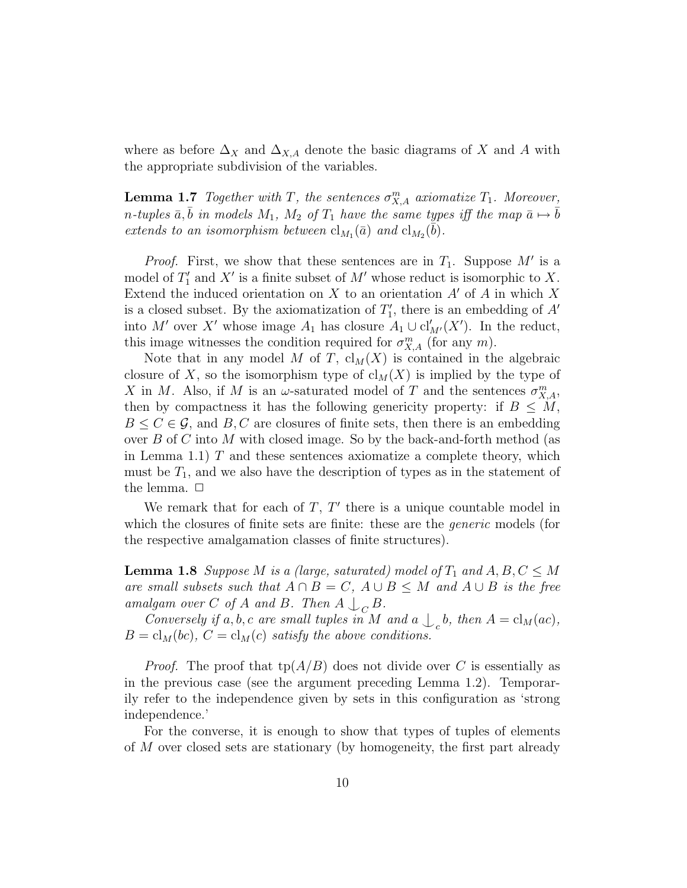where as before $\Delta_X$ and $\Delta_{X,A}$ denote the basic diagrams of $X$ and $A$ with the appropriate subdivision of the variables.

**Lemma 1.7** *Together with $T$, the sentences $\sigma^m_{X,A}$ axiomatize $T_1$. Moreover, $n$-tuples $\bar{a}, \bar{b}$ in models $M_1$, $M_2$ of $T_1$ have the same types iff the map $\bar{a} \mapsto \bar{b}$ extends to an isomorphism between $\mathrm{cl}_{M_1}(\bar{a})$ and $\mathrm{cl}_{M_2}(\bar{b})$.*

*Proof.* First, we show that these sentences are in $T_1$. Suppose $M'$ is a model of $T_1'$ and $X'$ is a finite subset of $M'$ whose reduct is isomorphic to $X$. Extend the induced orientation on $X$ to an orientation $A'$ of $A$ in which $X$ is a closed subset. By the axiomatization of $T_1'$, there is an embedding of $A'$ into $M'$ over $X'$ whose image $A_1$ has closure $A_1 \cup \mathrm{cl}'_{M'}(X')$. In the reduct, this image witnesses the condition required for $\sigma^m_{X,A}$ (for any $m$).

Note that in any model $M$ of $T$, $\mathrm{cl}_M(X)$ is contained in the algebraic closure of $X$, so the isomorphism type of $\mathrm{cl}_M(X)$ is implied by the type of $X$ in $M$. Also, if $M$ is an $\omega$-saturated model of $T$ and the sentences $\sigma^m_{X,A}$, then by compactness it has the following genericity property: if $B \leq M$, $B \leq C \in \mathcal{G}$, and $B, C$ are closures of finite sets, then there is an embedding over $B$ of $C$ into $M$ with closed image. So by the back-and-forth method (as in Lemma 1.1) $T$ and these sentences axiomatize a complete theory, which must be $T_1$, and we also have the description of types as in the statement of the lemma. $\square$

We remark that for each of $T$, $T'$ there is a unique countable model in which the closures of finite sets are finite: these are the *generic* models (for the respective amalgamation classes of finite structures).

**Lemma 1.8** *Suppose $M$ is a (large, saturated) model of $T_1$ and $A, B, C \leq M$ are small subsets such that $A \cap B = C$, $A \cup B \leq M$ and $A \cup B$ is the free amalgam over $C$ of $A$ and $B$. Then $A \mathop{\smile\!\!\!\!\!\!\mid}_C B$.*

*Conversely if $a, b, c$ are small tuples in $M$ and $a \mathop{\smile\!\!\!\!\!\!\mid}_c b$, then $A = \mathrm{cl}_M(ac)$, $B = \mathrm{cl}_M(bc)$, $C = \mathrm{cl}_M(c)$ satisfy the above conditions.*

*Proof.* The proof that $\mathrm{tp}(A/B)$ does not divide over $C$ is essentially as in the previous case (see the argument preceding Lemma 1.2). Temporarily refer to the independence given by sets in this configuration as 'strong independence.'

For the converse, it is enough to show that types of tuples of elements of $M$ over closed sets are stationary (by homogeneity, the first part already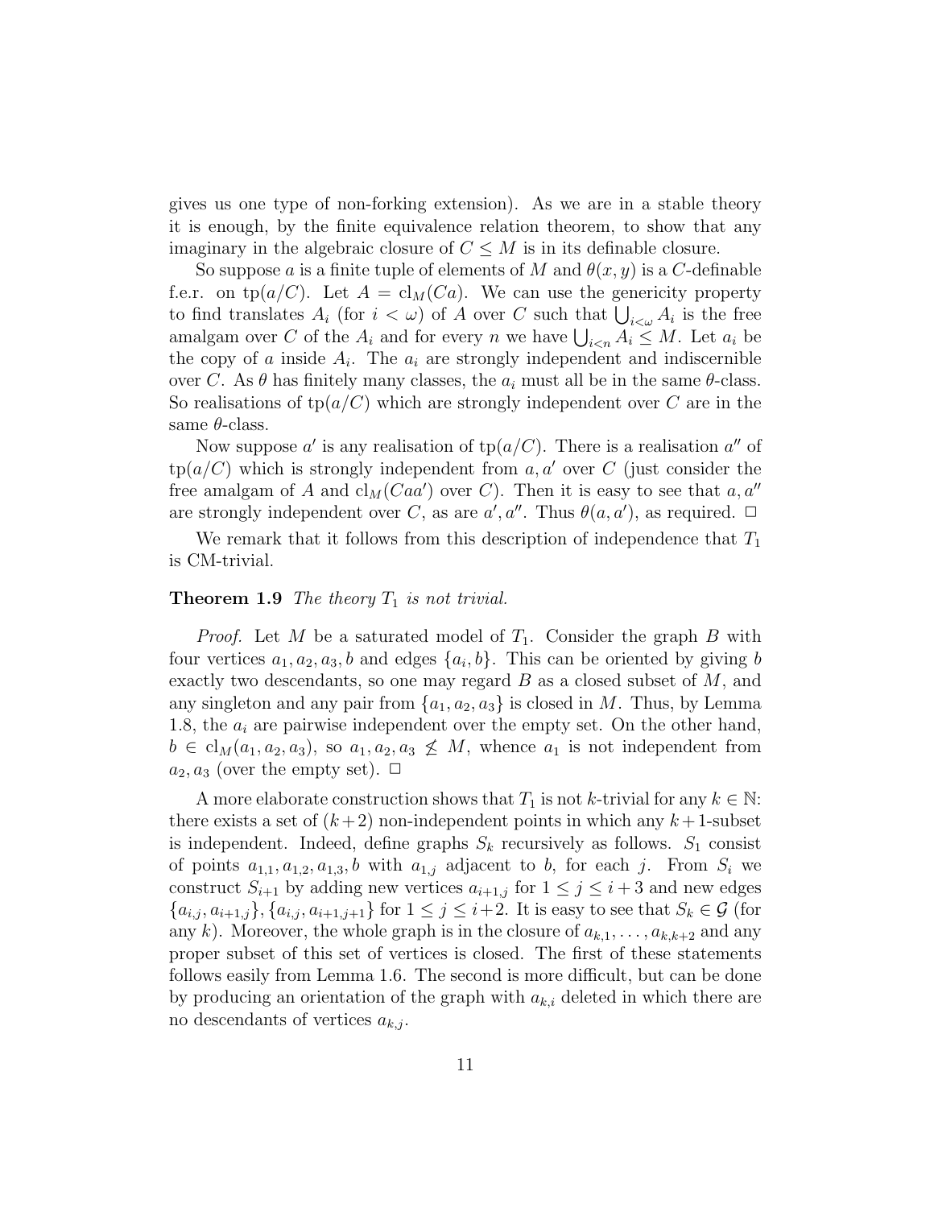gives us one type of non-forking extension). As we are in a stable theory it is enough, by the finite equivalence relation theorem, to show that any imaginary in the algebraic closure of $C \leq M$ is in its definable closure.

So suppose $a$ is a finite tuple of elements of $M$ and $\theta(x, y)$ is a $C$-definable f.e.r. on $\mathrm{tp}(a/C)$. Let $A = \mathrm{cl}_M(Ca)$. We can use the genericity property to find translates $A_i$ (for $i < \omega$) of $A$ over $C$ such that $\bigcup_{i<\omega} A_i$ is the free amalgam over $C$ of the $A_i$ and for every $n$ we have $\bigcup_{i<n} A_i \leq M$. Let $a_i$ be the copy of $a$ inside $A_i$. The $a_i$ are strongly independent and indiscernible over $C$. As $\theta$ has finitely many classes, the $a_i$ must all be in the same $\theta$-class. So realisations of $\mathrm{tp}(a/C)$ which are strongly independent over $C$ are in the same $\theta$-class.

Now suppose $a'$ is any realisation of $\mathrm{tp}(a/C)$. There is a realisation $a''$ of $\mathrm{tp}(a/C)$ which is strongly independent from $a, a'$ over $C$ (just consider the free amalgam of $A$ and $\mathrm{cl}_M(Caa')$ over $C$). Then it is easy to see that $a, a''$ are strongly independent over $C$, as are $a', a''$. Thus $\theta(a, a')$, as required. □

We remark that it follows from this description of independence that $T_1$ is CM-trivial.

**Theorem 1.9** *The theory $T_1$ is not trivial.*

*Proof.* Let $M$ be a saturated model of $T_1$. Consider the graph $B$ with four vertices $a_1, a_2, a_3, b$ and edges $\{a_i, b\}$. This can be oriented by giving $b$ exactly two descendants, so one may regard $B$ as a closed subset of $M$, and any singleton and any pair from $\{a_1, a_2, a_3\}$ is closed in $M$. Thus, by Lemma 1.8, the $a_i$ are pairwise independent over the empty set. On the other hand, $b \in \mathrm{cl}_M(a_1, a_2, a_3)$, so $a_1, a_2, a_3 \not\leq M$, whence $a_1$ is not independent from $a_2, a_3$ (over the empty set). □

A more elaborate construction shows that $T_1$ is not $k$-trivial for any $k \in \mathbb{N}$: there exists a set of $(k+2)$ non-independent points in which any $k+1$-subset is independent. Indeed, define graphs $S_k$ recursively as follows. $S_1$ consist of points $a_{1,1}, a_{1,2}, a_{1,3}, b$ with $a_{1,j}$ adjacent to $b$, for each $j$. From $S_i$ we construct $S_{i+1}$ by adding new vertices $a_{i+1,j}$ for $1 \leq j \leq i+3$ and new edges $\{a_{i,j}, a_{i+1,j}\}, \{a_{i,j}, a_{i+1,j+1}\}$ for $1 \leq j \leq i+2$. It is easy to see that $S_k \in \mathcal{G}$ (for any $k$). Moreover, the whole graph is in the closure of $a_{k,1}, \ldots, a_{k,k+2}$ and any proper subset of this set of vertices is closed. The first of these statements follows easily from Lemma 1.6. The second is more difficult, but can be done by producing an orientation of the graph with $a_{k,i}$ deleted in which there are no descendants of vertices $a_{k,j}$.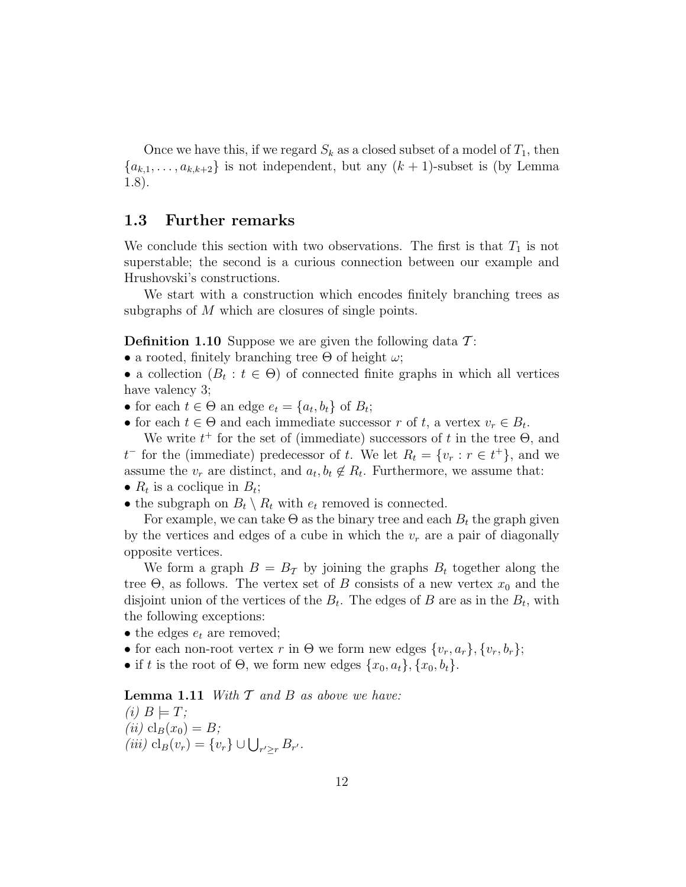Once we have this, if we regard $S_k$ as a closed subset of a model of $T_1$, then $\{a_{k,1}, \ldots, a_{k,k+2}\}$ is not independent, but any $(k+1)$-subset is (by Lemma 1.8).

## 1.3 Further remarks

We conclude this section with two observations. The first is that $T_1$ is not superstable; the second is a curious connection between our example and Hrushovski's constructions.

We start with a construction which encodes finitely branching trees as subgraphs of $M$ which are closures of single points.

**Definition 1.10** Suppose we are given the following data $\mathcal{T}$:
- a rooted, finitely branching tree $\Theta$ of height $\omega$;
- a collection $(B_t : t \in \Theta)$ of connected finite graphs in which all vertices have valency 3;
- for each $t \in \Theta$ an edge $e_t = \{a_t, b_t\}$ of $B_t$;
- for each $t \in \Theta$ and each immediate successor $r$ of $t$, a vertex $v_r \in B_t$.

We write $t^+$ for the set of (immediate) successors of $t$ in the tree $\Theta$, and $t^-$ for the (immediate) predecessor of $t$. We let $R_t = \{v_r : r \in t^+\}$, and we assume the $v_r$ are distinct, and $a_t, b_t \notin R_t$. Furthermore, we assume that:
- $R_t$ is a coclique in $B_t$;
- the subgraph on $B_t \setminus R_t$ with $e_t$ removed is connected.

For example, we can take $\Theta$ as the binary tree and each $B_t$ the graph given by the vertices and edges of a cube in which the $v_r$ are a pair of diagonally opposite vertices.

We form a graph $B = B_{\mathcal{T}}$ by joining the graphs $B_t$ together along the tree $\Theta$, as follows. The vertex set of $B$ consists of a new vertex $x_0$ and the disjoint union of the vertices of the $B_t$. The edges of $B$ are as in the $B_t$, with the following exceptions:
- the edges $e_t$ are removed;
- for each non-root vertex $r$ in $\Theta$ we form new edges $\{v_r, a_r\}, \{v_r, b_r\}$;
- if $t$ is the root of $\Theta$, we form new edges $\{x_0, a_t\}, \{x_0, b_t\}$.

**Lemma 1.11** *With $\mathcal{T}$ and $B$ as above we have:*
*(i)* $B \models T$;
*(ii)* $\mathrm{cl}_B(x_0) = B$;
*(iii)* $\mathrm{cl}_B(v_r) = \{v_r\} \cup \bigcup_{r' \geq r} B_{r'}$.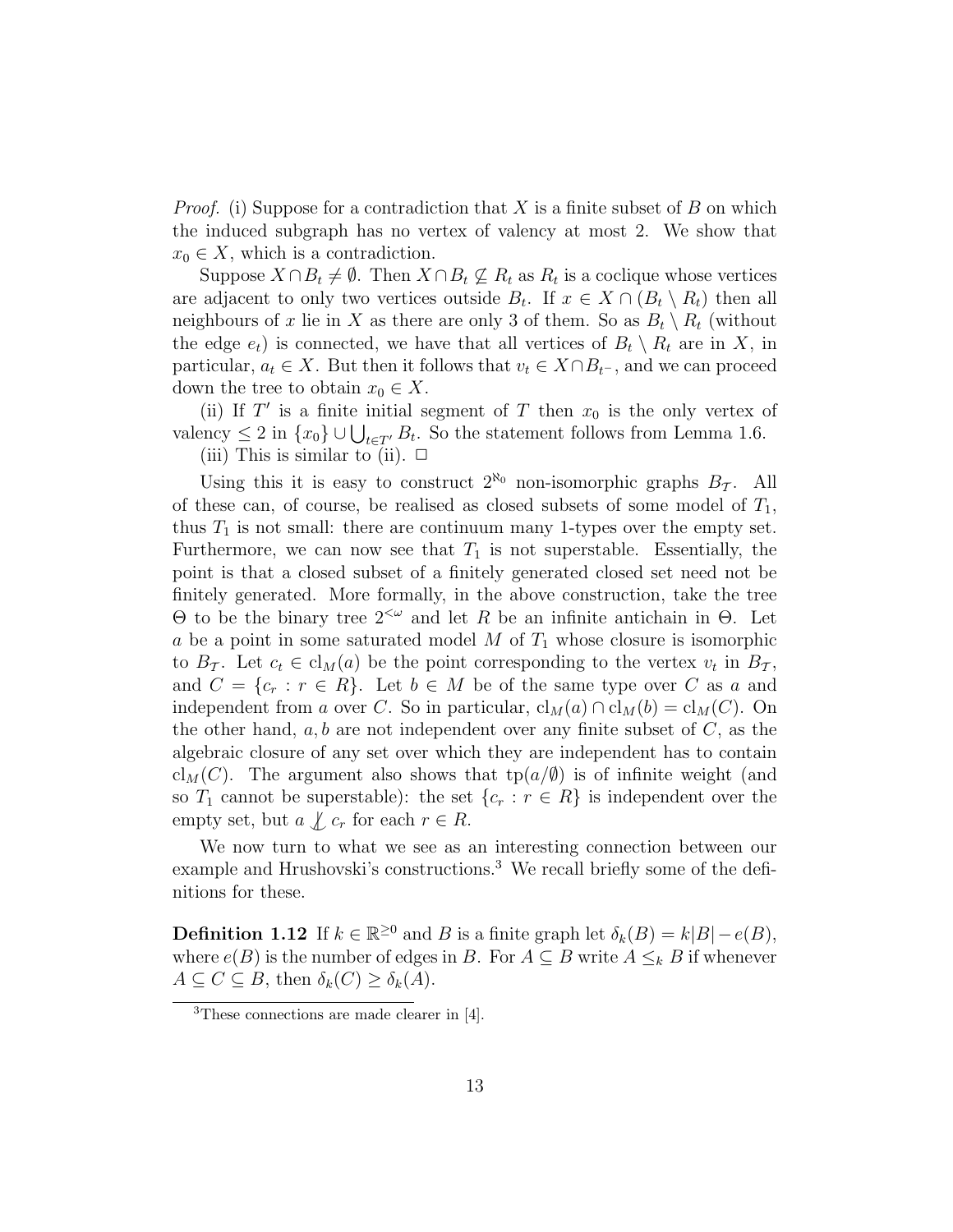*Proof.* (i) Suppose for a contradiction that $X$ is a finite subset of $B$ on which the induced subgraph has no vertex of valency at most 2. We show that $x_0 \in X$, which is a contradiction.

Suppose $X \cap B_t \neq \emptyset$. Then $X \cap B_t \not\subseteq R_t$ as $R_t$ is a coclique whose vertices are adjacent to only two vertices outside $B_t$. If $x \in X \cap (B_t \setminus R_t)$ then all neighbours of $x$ lie in $X$ as there are only 3 of them. So as $B_t \setminus R_t$ (without the edge $e_t$) is connected, we have that all vertices of $B_t \setminus R_t$ are in $X$, in particular, $a_t \in X$. But then it follows that $v_t \in X \cap B_{t^-}$, and we can proceed down the tree to obtain $x_0 \in X$.

(ii) If $T'$ is a finite initial segment of $T$ then $x_0$ is the only vertex of valency $\leq 2$ in $\{x_0\} \cup \bigcup_{t \in T'} B_t$. So the statement follows from Lemma 1.6.

(iii) This is similar to (ii). $\square$

Using this it is easy to construct $2^{\aleph_0}$ non-isomorphic graphs $B_{\mathcal{T}}$. All of these can, of course, be realised as closed subsets of some model of $T_1$, thus $T_1$ is not small: there are continuum many 1-types over the empty set. Furthermore, we can now see that $T_1$ is not superstable. Essentially, the point is that a closed subset of a finitely generated closed set need not be finitely generated. More formally, in the above construction, take the tree $\Theta$ to be the binary tree $2^{<\omega}$ and let $R$ be an infinite antichain in $\Theta$. Let $a$ be a point in some saturated model $M$ of $T_1$ whose closure is isomorphic to $B_{\mathcal{T}}$. Let $c_t \in \mathrm{cl}_M(a)$ be the point corresponding to the vertex $v_t$ in $B_{\mathcal{T}}$, and $C = \{c_r : r \in R\}$. Let $b \in M$ be of the same type over $C$ as $a$ and independent from $a$ over $C$. So in particular, $\mathrm{cl}_M(a) \cap \mathrm{cl}_M(b) = \mathrm{cl}_M(C)$. On the other hand, $a, b$ are not independent over any finite subset of $C$, as the algebraic closure of any set over which they are independent has to contain $\mathrm{cl}_M(C)$. The argument also shows that $\mathrm{tp}(a/\emptyset)$ is of infinite weight (and so $T_1$ cannot be superstable): the set $\{c_r : r \in R\}$ is independent over the empty set, but $a \not\perp\!\!\!\perp c_r$ for each $r \in R$.

We now turn to what we see as an interesting connection between our example and Hrushovski's constructions.[3] We recall briefly some of the definitions for these.

**Definition 1.12** If $k \in \mathbb{R}^{\geq 0}$ and $B$ is a finite graph let $\delta_k(B) = k|B| - e(B)$, where $e(B)$ is the number of edges in $B$. For $A \subseteq B$ write $A \leq_k B$ if whenever $A \subseteq C \subseteq B$, then $\delta_k(C) \geq \delta_k(A)$.

[3] These connections are made clearer in [4].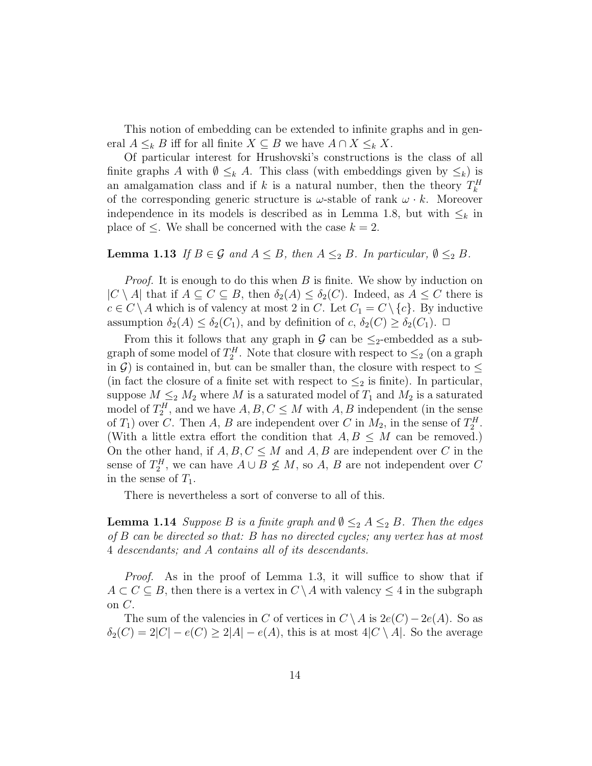This notion of embedding can be extended to infinite graphs and in general $A \leq_k B$ iff for all finite $X \subseteq B$ we have $A \cap X \leq_k X$.

Of particular interest for Hrushovski's constructions is the class of all finite graphs $A$ with $\emptyset \leq_k A$. This class (with embeddings given by $\leq_k$) is an amalgamation class and if $k$ is a natural number, then the theory $T_k^H$ of the corresponding generic structure is $\omega$-stable of rank $\omega \cdot k$. Moreover independence in its models is described as in Lemma 1.8, but with $\leq_k$ in place of $\leq$. We shall be concerned with the case $k = 2$.

**Lemma 1.13** *If $B \in \mathcal{G}$ and $A \leq B$, then $A \leq_2 B$. In particular, $\emptyset \leq_2 B$.*

*Proof.* It is enough to do this when $B$ is finite. We show by induction on $|C \setminus A|$ that if $A \subseteq C \subseteq B$, then $\delta_2(A) \leq \delta_2(C)$. Indeed, as $A \leq C$ there is $c \in C \setminus A$ which is of valency at most 2 in $C$. Let $C_1 = C \setminus \{c\}$. By inductive assumption $\delta_2(A) \leq \delta_2(C_1)$, and by definition of $c$, $\delta_2(C) \geq \delta_2(C_1)$. $\square$

From this it follows that any graph in $\mathcal{G}$ can be $\leq_2$-embedded as a subgraph of some model of $T_2^H$. Note that closure with respect to $\leq_2$ (on a graph in $\mathcal{G}$) is contained in, but can be smaller than, the closure with respect to $\leq$ (in fact the closure of a finite set with respect to $\leq_2$ is finite). In particular, suppose $M \leq_2 M_2$ where $M$ is a saturated model of $T_1$ and $M_2$ is a saturated model of $T_2^H$, and we have $A, B, C \leq M$ with $A, B$ independent (in the sense of $T_1$) over $C$. Then $A$, $B$ are independent over $C$ in $M_2$, in the sense of $T_2^H$. (With a little extra effort the condition that $A, B \leq M$ can be removed.) On the other hand, if $A, B, C \leq M$ and $A, B$ are independent over $C$ in the sense of $T_2^H$, we can have $A \cup B \not\leq M$, so $A$, $B$ are not independent over $C$ in the sense of $T_1$.

There is nevertheless a sort of converse to all of this.

**Lemma 1.14** *Suppose $B$ is a finite graph and $\emptyset \leq_2 A \leq_2 B$. Then the edges of $B$ can be directed so that: $B$ has no directed cycles; any vertex has at most 4 descendants; and $A$ contains all of its descendants.*

*Proof.* As in the proof of Lemma 1.3, it will suffice to show that if $A \subset C \subseteq B$, then there is a vertex in $C \setminus A$ with valency $\leq 4$ in the subgraph on $C$.

The sum of the valencies in $C$ of vertices in $C \setminus A$ is $2e(C) - 2e(A)$. So as $\delta_2(C) = 2|C| - e(C) \geq 2|A| - e(A)$, this is at most $4|C \setminus A|$. So the average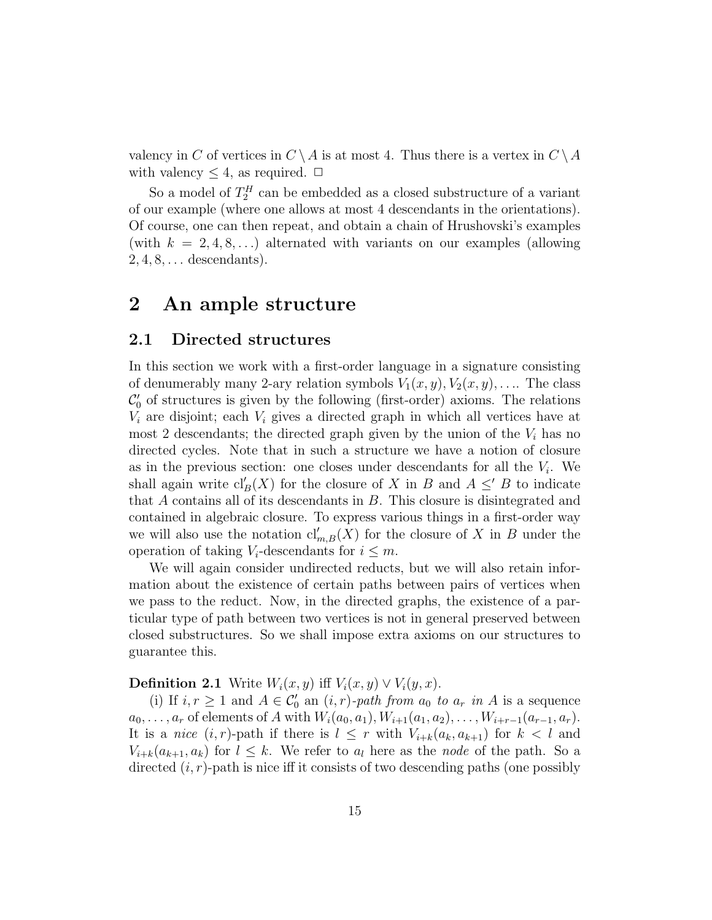valency in $C$ of vertices in $C \setminus A$ is at most 4. Thus there is a vertex in $C \setminus A$ with valency $\leq 4$, as required. $\Box$

So a model of $T_2^H$ can be embedded as a closed substructure of a variant of our example (where one allows at most 4 descendants in the orientations). Of course, one can then repeat, and obtain a chain of Hrushovski's examples (with $k = 2, 4, 8, \ldots$) alternated with variants on our examples (allowing $2, 4, 8, \ldots$ descendants).

# 2 An ample structure

## 2.1 Directed structures

In this section we work with a first-order language in a signature consisting of denumerably many 2-ary relation symbols $V_1(x, y), V_2(x, y), \ldots$. The class $\mathcal{C}_0'$ of structures is given by the following (first-order) axioms. The relations $V_i$ are disjoint; each $V_i$ gives a directed graph in which all vertices have at most 2 descendants; the directed graph given by the union of the $V_i$ has no directed cycles. Note that in such a structure we have a notion of closure as in the previous section: one closes under descendants for all the $V_i$. We shall again write $\mathrm{cl}_B'(X)$ for the closure of $X$ in $B$ and $A \leq' B$ to indicate that $A$ contains all of its descendants in $B$. This closure is disintegrated and contained in algebraic closure. To express various things in a first-order way we will also use the notation $\mathrm{cl}_{m,B}'(X)$ for the closure of $X$ in $B$ under the operation of taking $V_i$-descendants for $i \leq m$.

We will again consider undirected reducts, but we will also retain information about the existence of certain paths between pairs of vertices when we pass to the reduct. Now, in the directed graphs, the existence of a particular type of path between two vertices is not in general preserved between closed substructures. So we shall impose extra axioms on our structures to guarantee this.

**Definition 2.1** Write $W_i(x, y)$ iff $V_i(x, y) \vee V_i(y, x)$.

(i) If $i, r \geq 1$ and $A \in \mathcal{C}_0'$ an *$(i, r)$-path from $a_0$ to $a_r$ in $A$* is a sequence $a_0, \ldots, a_r$ of elements of $A$ with $W_i(a_0, a_1), W_{i+1}(a_1, a_2), \ldots, W_{i+r-1}(a_{r-1}, a_r)$. It is a *nice* $(i, r)$-path if there is $l \leq r$ with $V_{i+k}(a_k, a_{k+1})$ for $k < l$ and $V_{i+k}(a_{k+1}, a_k)$ for $l \leq k$. We refer to $a_l$ here as the *node* of the path. So a directed $(i, r)$-path is nice iff it consists of two descending paths (one possibly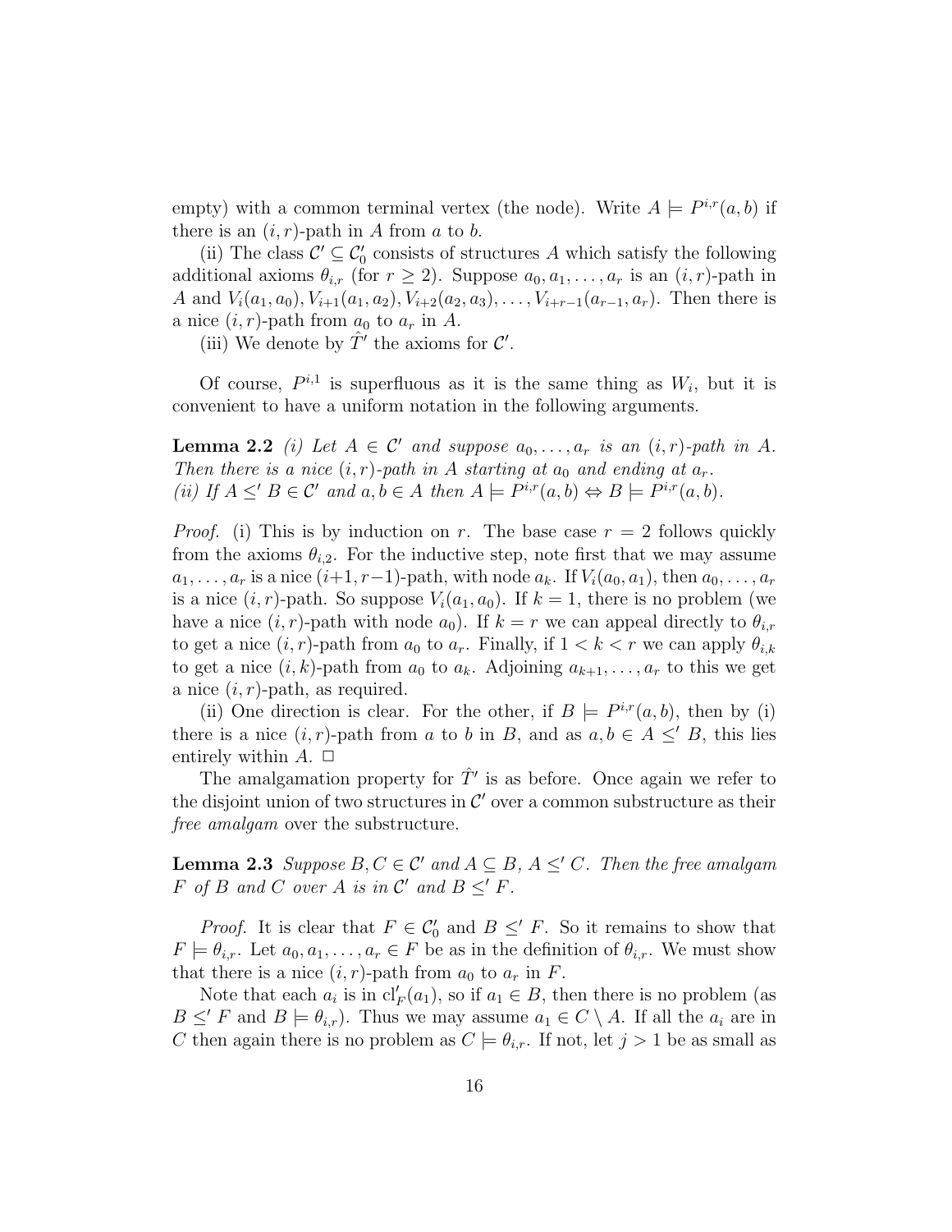empty) with a common terminal vertex (the node). Write $A \models P^{i,r}(a, b)$ if there is an $(i, r)$-path in $A$ from $a$ to $b$.

(ii) The class $\mathcal{C}' \subseteq \mathcal{C}'_0$ consists of structures $A$ which satisfy the following additional axioms $\theta_{i,r}$ (for $r \geq 2$). Suppose $a_0, a_1, \ldots, a_r$ is an $(i, r)$-path in $A$ and $V_i(a_1, a_0), V_{i+1}(a_1, a_2), V_{i+2}(a_2, a_3), \ldots, V_{i+r-1}(a_{r-1}, a_r)$. Then there is a nice $(i, r)$-path from $a_0$ to $a_r$ in $A$.

(iii) We denote by $\hat{T}'$ the axioms for $\mathcal{C}'$.

Of course, $P^{i,1}$ is superfluous as it is the same thing as $W_i$, but it is convenient to have a uniform notation in the following arguments.

**Lemma 2.2** *(i) Let $A \in \mathcal{C}'$ and suppose $a_0, \ldots, a_r$ is an $(i, r)$-path in $A$. Then there is a nice $(i, r)$-path in $A$ starting at $a_0$ and ending at $a_r$.*
*(ii) If $A \leq' B \in \mathcal{C}'$ and $a, b \in A$ then $A \models P^{i,r}(a, b) \Leftrightarrow B \models P^{i,r}(a, b)$.*

*Proof.* (i) This is by induction on $r$. The base case $r = 2$ follows quickly from the axioms $\theta_{i,2}$. For the inductive step, note first that we may assume $a_1, \ldots, a_r$ is a nice $(i+1, r-1)$-path, with node $a_k$. If $V_i(a_0, a_1)$, then $a_0, \ldots, a_r$ is a nice $(i, r)$-path. So suppose $V_i(a_1, a_0)$. If $k = 1$, there is no problem (we have a nice $(i, r)$-path with node $a_0$). If $k = r$ we can appeal directly to $\theta_{i,r}$ to get a nice $(i, r)$-path from $a_0$ to $a_r$. Finally, if $1 < k < r$ we can apply $\theta_{i,k}$ to get a nice $(i, k)$-path from $a_0$ to $a_k$. Adjoining $a_{k+1}, \ldots, a_r$ to this we get a nice $(i, r)$-path, as required.

(ii) One direction is clear. For the other, if $B \models P^{i,r}(a, b)$, then by (i) there is a nice $(i, r)$-path from $a$ to $b$ in $B$, and as $a, b \in A \leq' B$, this lies entirely within $A$. $\Box$

The amalgamation property for $\hat{T}'$ is as before. Once again we refer to the disjoint union of two structures in $\mathcal{C}'$ over a common substructure as their *free amalgam* over the substructure.

**Lemma 2.3** *Suppose $B, C \in \mathcal{C}'$ and $A \subseteq B$, $A \leq' C$. Then the free amalgam $F$ of $B$ and $C$ over $A$ is in $\mathcal{C}'$ and $B \leq' F$.*

*Proof.* It is clear that $F \in \mathcal{C}'_0$ and $B \leq' F$. So it remains to show that $F \models \theta_{i,r}$. Let $a_0, a_1, \ldots, a_r \in F$ be as in the definition of $\theta_{i,r}$. We must show that there is a nice $(i, r)$-path from $a_0$ to $a_r$ in $F$.

Note that each $a_i$ is in $\mathrm{cl}'_F(a_1)$, so if $a_1 \in B$, then there is no problem (as $B \leq' F$ and $B \models \theta_{i,r}$). Thus we may assume $a_1 \in C \setminus A$. If all the $a_i$ are in $C$ then again there is no problem as $C \models \theta_{i,r}$. If not, let $j > 1$ be as small as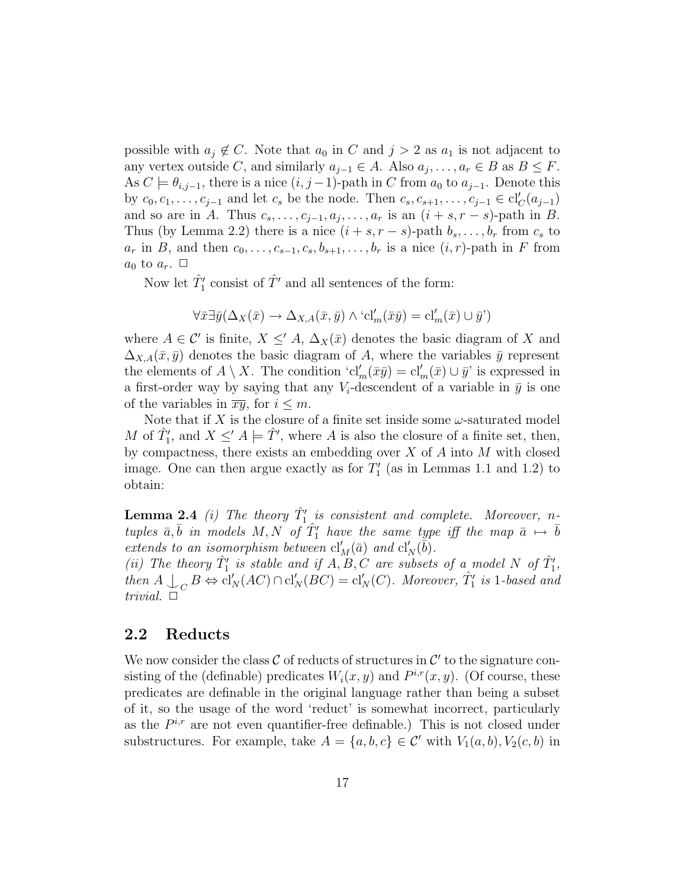possible with $a_j \notin C$. Note that $a_0$ in $C$ and $j > 2$ as $a_1$ is not adjacent to any vertex outside $C$, and similarly $a_{j-1} \in A$. Also $a_j, \ldots, a_r \in B$ as $B \leq F$. As $C \models \theta_{i,j-1}$, there is a nice $(i, j-1)$-path in $C$ from $a_0$ to $a_{j-1}$. Denote this by $c_0, c_1, \ldots, c_{j-1}$ and let $c_s$ be the node. Then $c_s, c_{s+1}, \ldots, c_{j-1} \in \mathrm{cl}'_C(a_{j-1})$ and so are in $A$. Thus $c_s, \ldots, c_{j-1}, a_j, \ldots, a_r$ is an $(i+s, r-s)$-path in $B$. Thus (by Lemma 2.2) there is a nice $(i+s, r-s)$-path $b_s, \ldots, b_r$ from $c_s$ to $a_r$ in $B$, and then $c_0, \ldots, c_{s-1}, c_s, b_{s+1}, \ldots, b_r$ is a nice $(i,r)$-path in $F$ from $a_0$ to $a_r$. $\Box$

Now let $\hat{T}'_1$ consist of $\hat{T}'$ and all sentences of the form:

$$\forall \bar{x} \exists \bar{y} (\Delta_X(\bar{x}) \to \Delta_{X,A}(\bar{x}, \bar{y}) \wedge \text{`}\mathrm{cl}'_m(\bar{x}\bar{y}) = \mathrm{cl}'_m(\bar{x}) \cup \bar{y}\text{'})$$

where $A \in \mathcal{C}'$ is finite, $X \leq' A$, $\Delta_X(\bar{x})$ denotes the basic diagram of $X$ and $\Delta_{X,A}(\bar{x}, \bar{y})$ denotes the basic diagram of $A$, where the variables $\bar{y}$ represent the elements of $A \setminus X$. The condition '$\mathrm{cl}'_m(\bar{x}\bar{y}) = \mathrm{cl}'_m(\bar{x}) \cup \bar{y}$' is expressed in a first-order way by saying that any $V_i$-descendent of a variable in $\bar{y}$ is one of the variables in $\overline{xy}$, for $i \leq m$.

Note that if $X$ is the closure of a finite set inside some $\omega$-saturated model $M$ of $\hat{T}'_1$, and $X \leq' A \models \hat{T}'$, where $A$ is also the closure of a finite set, then, by compactness, there exists an embedding over $X$ of $A$ into $M$ with closed image. One can then argue exactly as for $T'_1$ (as in Lemmas 1.1 and 1.2) to obtain:

**Lemma 2.4** *(i) The theory $\hat{T}'_1$ is consistent and complete. Moreover, $n$-tuples $\bar{a}, \bar{b}$ in models $M, N$ of $\hat{T}'_1$ have the same type iff the map $\bar{a} \mapsto \bar{b}$ extends to an isomorphism between $\mathrm{cl}'_M(\bar{a})$ and $\mathrm{cl}'_N(\bar{b})$.*
*(ii) The theory $\hat{T}'_1$ is stable and if $A, B, C$ are subsets of a model $N$ of $\hat{T}'_1$, then $A \mathop{\smile\!\!\!\!\!\!\mid}_C B \Leftrightarrow \mathrm{cl}'_N(AC) \cap \mathrm{cl}'_N(BC) = \mathrm{cl}'_N(C)$. Moreover, $\hat{T}'_1$ is 1-based and trivial.* $\Box$

## 2.2 Reducts

We now consider the class $\mathcal{C}$ of reducts of structures in $\mathcal{C}'$ to the signature consisting of the (definable) predicates $W_i(x,y)$ and $P^{i,r}(x,y)$. (Of course, these predicates are definable in the original language rather than being a subset of it, so the usage of the word 'reduct' is somewhat incorrect, particularly as the $P^{i,r}$ are not even quantifier-free definable.) This is not closed under substructures. For example, take $A = \{a, b, c\} \in \mathcal{C}'$ with $V_1(a,b), V_2(c,b)$ in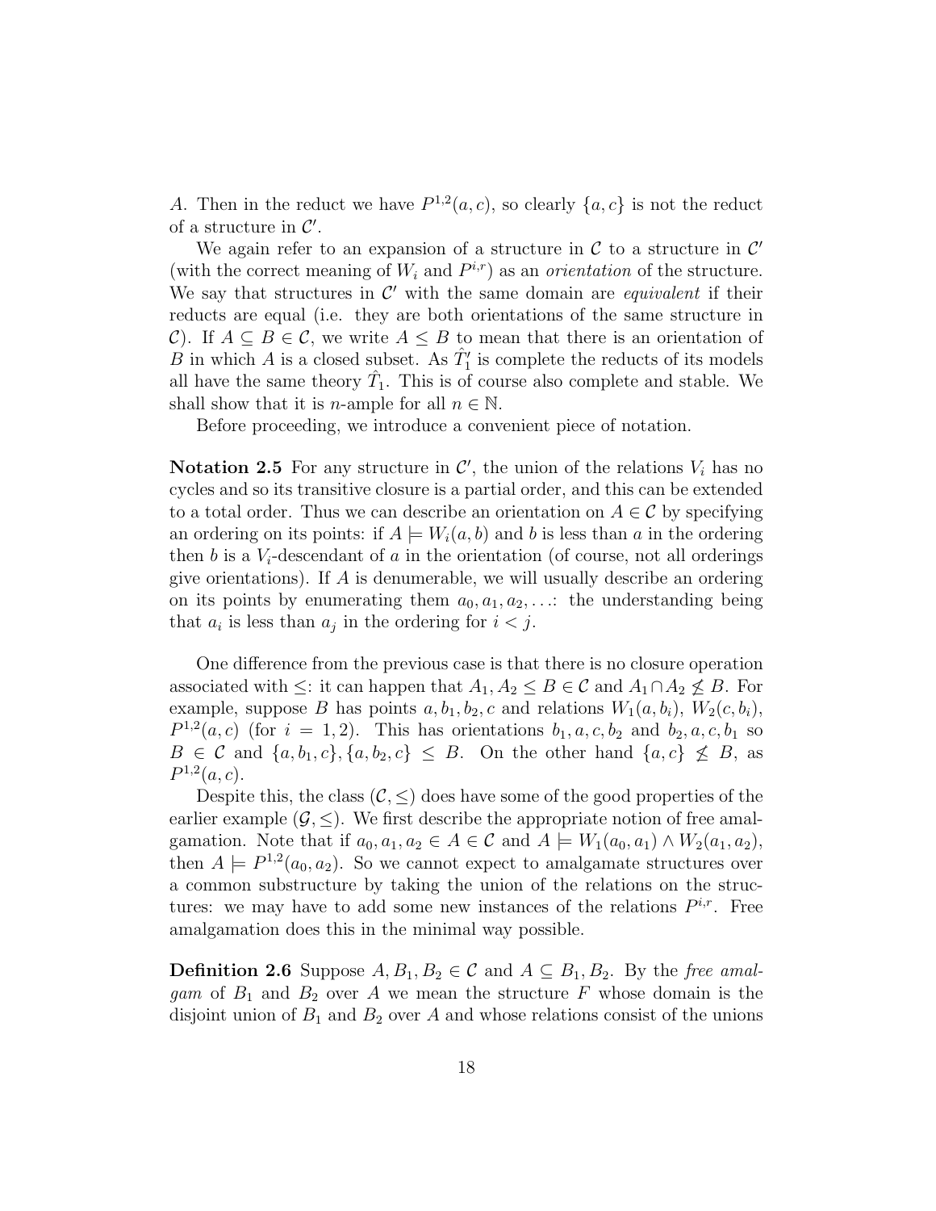$A$. Then in the reduct we have $P^{1,2}(a, c)$, so clearly $\{a, c\}$ is not the reduct of a structure in $\mathcal{C}'$.

We again refer to an expansion of a structure in $\mathcal{C}$ to a structure in $\mathcal{C}'$ (with the correct meaning of $W_i$ and $P^{i,r}$) as an *orientation* of the structure. We say that structures in $\mathcal{C}'$ with the same domain are *equivalent* if their reducts are equal (i.e. they are both orientations of the same structure in $\mathcal{C}$). If $A \subseteq B \in \mathcal{C}$, we write $A \leq B$ to mean that there is an orientation of $B$ in which $A$ is a closed subset. As $\hat{T}_1'$ is complete the reducts of its models all have the same theory $\hat{T}_1$. This is of course also complete and stable. We shall show that it is $n$-ample for all $n \in \mathbb{N}$.

Before proceeding, we introduce a convenient piece of notation.

**Notation 2.5** For any structure in $\mathcal{C}'$, the union of the relations $V_i$ has no cycles and so its transitive closure is a partial order, and this can be extended to a total order. Thus we can describe an orientation on $A \in \mathcal{C}$ by specifying an ordering on its points: if $A \models W_i(a, b)$ and $b$ is less than $a$ in the ordering then $b$ is a $V_i$-descendant of $a$ in the orientation (of course, not all orderings give orientations). If $A$ is denumerable, we will usually describe an ordering on its points by enumerating them $a_0, a_1, a_2, \ldots$: the understanding being that $a_i$ is less than $a_j$ in the ordering for $i < j$.

One difference from the previous case is that there is no closure operation associated with $\leq$: it can happen that $A_1, A_2 \leq B \in \mathcal{C}$ and $A_1 \cap A_2 \not\leq B$. For example, suppose $B$ has points $a, b_1, b_2, c$ and relations $W_1(a, b_i)$, $W_2(c, b_i)$, $P^{1,2}(a, c)$ (for $i = 1, 2$). This has orientations $b_1, a, c, b_2$ and $b_2, a, c, b_1$ so $B \in \mathcal{C}$ and $\{a, b_1, c\}, \{a, b_2, c\} \leq B$. On the other hand $\{a, c\} \not\leq B$, as $P^{1,2}(a, c)$.

Despite this, the class $(\mathcal{C}, \leq)$ does have some of the good properties of the earlier example $(\mathcal{G}, \leq)$. We first describe the appropriate notion of free amalgamation. Note that if $a_0, a_1, a_2 \in A \in \mathcal{C}$ and $A \models W_1(a_0, a_1) \wedge W_2(a_1, a_2)$, then $A \models P^{1,2}(a_0, a_2)$. So we cannot expect to amalgamate structures over a common substructure by taking the union of the relations on the structures: we may have to add some new instances of the relations $P^{i,r}$. Free amalgamation does this in the minimal way possible.

**Definition 2.6** Suppose $A, B_1, B_2 \in \mathcal{C}$ and $A \subseteq B_1, B_2$. By the *free amalgam* of $B_1$ and $B_2$ over $A$ we mean the structure $F$ whose domain is the disjoint union of $B_1$ and $B_2$ over $A$ and whose relations consist of the unions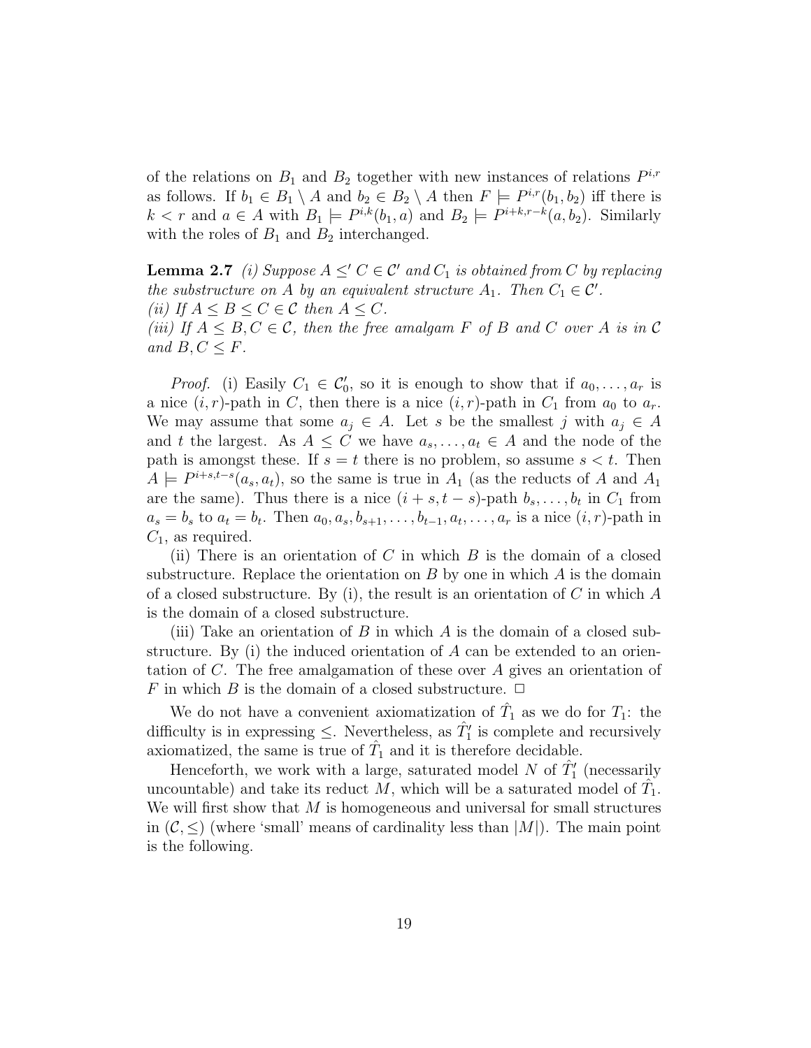of the relations on $B_1$ and $B_2$ together with new instances of relations $P^{i,r}$ as follows. If $b_1 \in B_1 \setminus A$ and $b_2 \in B_2 \setminus A$ then $F \models P^{i,r}(b_1, b_2)$ iff there is $k < r$ and $a \in A$ with $B_1 \models P^{i,k}(b_1, a)$ and $B_2 \models P^{i+k,r-k}(a, b_2)$. Similarly with the roles of $B_1$ and $B_2$ interchanged.

**Lemma 2.7** *(i) Suppose $A \leq' C \in \mathcal{C}'$ and $C_1$ is obtained from $C$ by replacing the substructure on $A$ by an equivalent structure $A_1$. Then $C_1 \in \mathcal{C}'$.*
*(ii) If $A \leq B \leq C \in \mathcal{C}$ then $A \leq C$.*
*(iii) If $A \leq B, C \in \mathcal{C}$, then the free amalgam $F$ of $B$ and $C$ over $A$ is in $\mathcal{C}$ and $B, C \leq F$.*

*Proof.* (i) Easily $C_1 \in \mathcal{C}'_0$, so it is enough to show that if $a_0, \ldots, a_r$ is a nice $(i,r)$-path in $C$, then there is a nice $(i,r)$-path in $C_1$ from $a_0$ to $a_r$. We may assume that some $a_j \in A$. Let $s$ be the smallest $j$ with $a_j \in A$ and $t$ the largest. As $A \leq C$ we have $a_s, \ldots, a_t \in A$ and the node of the path is amongst these. If $s = t$ there is no problem, so assume $s < t$. Then $A \models P^{i+s,t-s}(a_s, a_t)$, so the same is true in $A_1$ (as the reducts of $A$ and $A_1$ are the same). Thus there is a nice $(i+s, t-s)$-path $b_s, \ldots, b_t$ in $C_1$ from $a_s = b_s$ to $a_t = b_t$. Then $a_0, a_s, b_{s+1}, \ldots, b_{t-1}, a_t, \ldots, a_r$ is a nice $(i,r)$-path in $C_1$, as required.

(ii) There is an orientation of $C$ in which $B$ is the domain of a closed substructure. Replace the orientation on $B$ by one in which $A$ is the domain of a closed substructure. By (i), the result is an orientation of $C$ in which $A$ is the domain of a closed substructure.

(iii) Take an orientation of $B$ in which $A$ is the domain of a closed substructure. By (i) the induced orientation of $A$ can be extended to an orientation of $C$. The free amalgamation of these over $A$ gives an orientation of $F$ in which $B$ is the domain of a closed substructure. $\Box$

We do not have a convenient axiomatization of $\hat{T}_1$ as we do for $T_1$: the difficulty is in expressing $\leq$. Nevertheless, as $\hat{T}'_1$ is complete and recursively axiomatized, the same is true of $\hat{T}_1$ and it is therefore decidable.

Henceforth, we work with a large, saturated model $N$ of $\hat{T}'_1$ (necessarily uncountable) and take its reduct $M$, which will be a saturated model of $\hat{T}_1$. We will first show that $M$ is homogeneous and universal for small structures in $(\mathcal{C}, \leq)$ (where 'small' means of cardinality less than $|M|$). The main point is the following.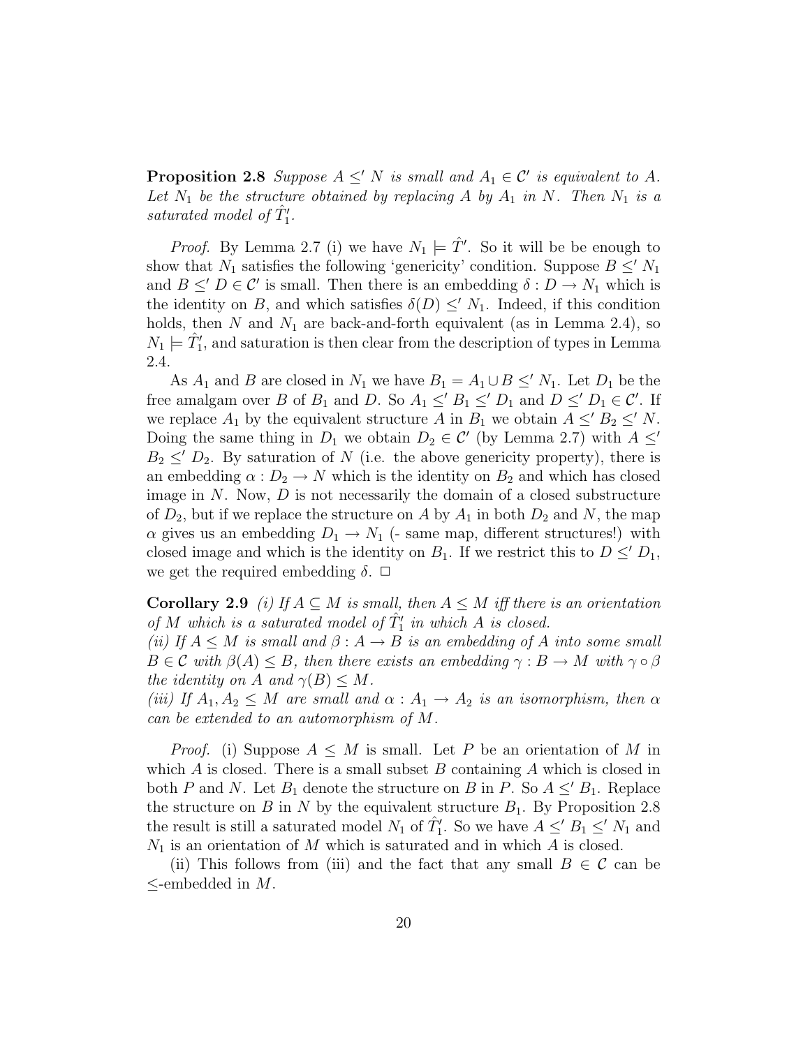**Proposition 2.8** *Suppose $A \leq' N$ is small and $A_1 \in \mathcal{C}'$ is equivalent to $A$. Let $N_1$ be the structure obtained by replacing $A$ by $A_1$ in $N$. Then $N_1$ is a saturated model of $\hat{T}_1'$.*

*Proof.* By Lemma 2.7 (i) we have $N_1 \models \hat{T}'$. So it will be be enough to show that $N_1$ satisfies the following 'genericity' condition. Suppose $B \leq' N_1$ and $B \leq' D \in \mathcal{C}'$ is small. Then there is an embedding $\delta : D \to N_1$ which is the identity on $B$, and which satisfies $\delta(D) \leq' N_1$. Indeed, if this condition holds, then $N$ and $N_1$ are back-and-forth equivalent (as in Lemma 2.4), so $N_1 \models \hat{T}_1'$, and saturation is then clear from the description of types in Lemma 2.4.

As $A_1$ and $B$ are closed in $N_1$ we have $B_1 = A_1 \cup B \leq' N_1$. Let $D_1$ be the free amalgam over $B$ of $B_1$ and $D$. So $A_1 \leq' B_1 \leq' D_1$ and $D \leq' D_1 \in \mathcal{C}'$. If we replace $A_1$ by the equivalent structure $A$ in $B_1$ we obtain $A \leq' B_2 \leq' N$. Doing the same thing in $D_1$ we obtain $D_2 \in \mathcal{C}'$ (by Lemma 2.7) with $A \leq' B_2 \leq' D_2$. By saturation of $N$ (i.e. the above genericity property), there is an embedding $\alpha : D_2 \to N$ which is the identity on $B_2$ and which has closed image in $N$. Now, $D$ is not necessarily the domain of a closed substructure of $D_2$, but if we replace the structure on $A$ by $A_1$ in both $D_2$ and $N$, the map $\alpha$ gives us an embedding $D_1 \to N_1$ (- same map, different structures!) with closed image and which is the identity on $B_1$. If we restrict this to $D \leq' D_1$, we get the required embedding $\delta$. $\square$

**Corollary 2.9** *(i) If $A \subseteq M$ is small, then $A \leq M$ iff there is an orientation of $M$ which is a saturated model of $\hat{T}_1'$ in which $A$ is closed.*
*(ii) If $A \leq M$ is small and $\beta : A \to B$ is an embedding of $A$ into some small $B \in \mathcal{C}$ with $\beta(A) \leq B$, then there exists an embedding $\gamma : B \to M$ with $\gamma \circ \beta$ the identity on $A$ and $\gamma(B) \leq M$.*
*(iii) If $A_1, A_2 \leq M$ are small and $\alpha : A_1 \to A_2$ is an isomorphism, then $\alpha$ can be extended to an automorphism of $M$.*

*Proof.* (i) Suppose $A \leq M$ is small. Let $P$ be an orientation of $M$ in which $A$ is closed. There is a small subset $B$ containing $A$ which is closed in both $P$ and $N$. Let $B_1$ denote the structure on $B$ in $P$. So $A \leq' B_1$. Replace the structure on $B$ in $N$ by the equivalent structure $B_1$. By Proposition 2.8 the result is still a saturated model $N_1$ of $\hat{T}_1'$. So we have $A \leq' B_1 \leq' N_1$ and $N_1$ is an orientation of $M$ which is saturated and in which $A$ is closed.

(ii) This follows from (iii) and the fact that any small $B \in \mathcal{C}$ can be $\leq$-embedded in $M$.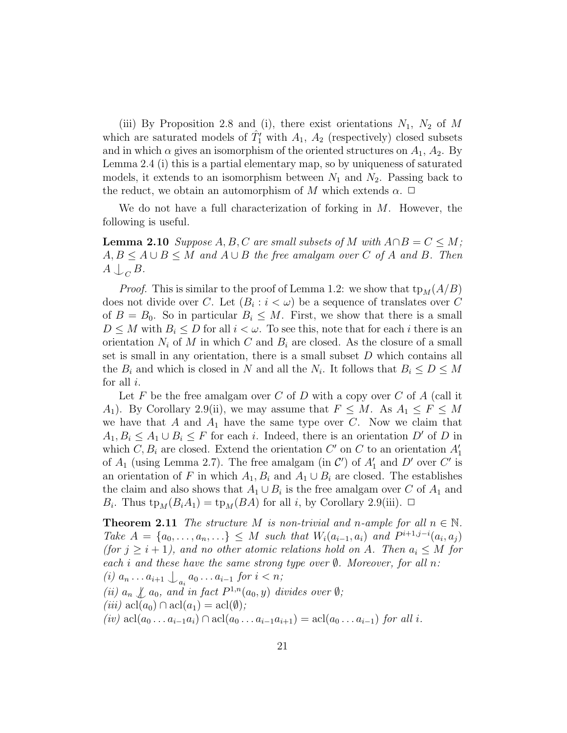(iii) By Proposition 2.8 and (i), there exist orientations $N_1$, $N_2$ of $M$ which are saturated models of $\hat{T}_1'$ with $A_1$, $A_2$ (respectively) closed subsets and in which $\alpha$ gives an isomorphism of the oriented structures on $A_1$, $A_2$. By Lemma 2.4 (i) this is a partial elementary map, so by uniqueness of saturated models, it extends to an isomorphism between $N_1$ and $N_2$. Passing back to the reduct, we obtain an automorphism of $M$ which extends $\alpha$. $\Box$

We do not have a full characterization of forking in $M$. However, the following is useful.

**Lemma 2.10** *Suppose $A, B, C$ are small subsets of $M$ with $A \cap B = C \leq M$; $A, B \leq A \cup B \leq M$ and $A \cup B$ the free amalgam over $C$ of $A$ and $B$. Then $A \mathop{\smile\!\!\!\!\!\!|}_C B$.*

*Proof.* This is similar to the proof of Lemma 1.2: we show that $\mathrm{tp}_M(A/B)$ does not divide over $C$. Let $(B_i : i < \omega)$ be a sequence of translates over $C$ of $B = B_0$. So in particular $B_i \leq M$. First, we show that there is a small $D \leq M$ with $B_i \leq D$ for all $i < \omega$. To see this, note that for each $i$ there is an orientation $N_i$ of $M$ in which $C$ and $B_i$ are closed. As the closure of a small set is small in any orientation, there is a small subset $D$ which contains all the $B_i$ and which is closed in $N$ and all the $N_i$. It follows that $B_i \leq D \leq M$ for all $i$.

Let $F$ be the free amalgam over $C$ of $D$ with a copy over $C$ of $A$ (call it $A_1$). By Corollary 2.9(ii), we may assume that $F \leq M$. As $A_1 \leq F \leq M$ we have that $A$ and $A_1$ have the same type over $C$. Now we claim that $A_1, B_i \leq A_1 \cup B_i \leq F$ for each $i$. Indeed, there is an orientation $D'$ of $D$ in which $C, B_i$ are closed. Extend the orientation $C'$ on $C$ to an orientation $A_1'$ of $A_1$ (using Lemma 2.7). The free amalgam (in $\mathcal{C}'$) of $A_1'$ and $D'$ over $C'$ is an orientation of $F$ in which $A_1, B_i$ and $A_1 \cup B_i$ are closed. The establishes the claim and also shows that $A_1 \cup B_i$ is the free amalgam over $C$ of $A_1$ and $B_i$. Thus $\mathrm{tp}_M(B_i A_1) = \mathrm{tp}_M(BA)$ for all $i$, by Corollary 2.9(iii). $\Box$

**Theorem 2.11** *The structure $M$ is non-trivial and $n$-ample for all $n \in \mathbb{N}$. Take $A = \{a_0, \ldots, a_n, \ldots\} \leq M$ such that $W_i(a_{i-1}, a_i)$ and $P^{i+1,j-i}(a_i, a_j)$ (for $j \geq i+1$), and no other atomic relations hold on $A$. Then $a_i \leq M$ for each $i$ and these have the same strong type over $\emptyset$. Moreover, for all $n$:*
*(i) $a_n \ldots a_{i+1} \mathop{\smile\!\!\!\!\!\!|}_{a_i} a_0 \ldots a_{i-1}$ for $i < n$;*
*(ii) $a_n \not\mathop{\smile\!\!\!\!\!\!|} a_0$, and in fact $P^{1,n}(a_0, y)$ divides over $\emptyset$;*
*(iii) $\mathrm{acl}(a_0) \cap \mathrm{acl}(a_1) = \mathrm{acl}(\emptyset)$;*
*(iv) $\mathrm{acl}(a_0 \ldots a_{i-1} a_i) \cap \mathrm{acl}(a_0 \ldots a_{i-1} a_{i+1}) = \mathrm{acl}(a_0 \ldots a_{i-1})$ for all $i$.*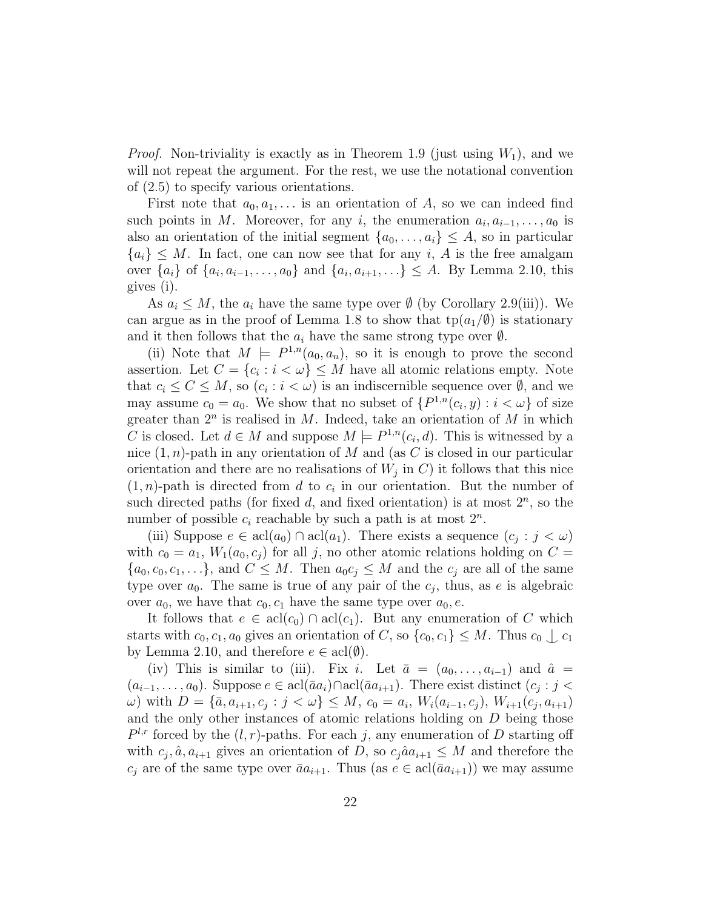*Proof.* Non-triviality is exactly as in Theorem 1.9 (just using $W_1$), and we will not repeat the argument. For the rest, we use the notational convention of (2.5) to specify various orientations.

First note that $a_0, a_1, \dots$ is an orientation of $A$, so we can indeed find such points in $M$. Moreover, for any $i$, the enumeration $a_i, a_{i-1}, \dots, a_0$ is also an orientation of the initial segment $\{a_0, \dots, a_i\} \leq A$, so in particular $\{a_i\} \leq M$. In fact, one can now see that for any $i$, $A$ is the free amalgam over $\{a_i\}$ of $\{a_i, a_{i-1}, \dots, a_0\}$ and $\{a_i, a_{i+1}, \dots\} \leq A$. By Lemma 2.10, this gives (i).

As $a_i \leq M$, the $a_i$ have the same type over $\emptyset$ (by Corollary 2.9(iii)). We can argue as in the proof of Lemma 1.8 to show that $\mathrm{tp}(a_1/\emptyset)$ is stationary and it then follows that the $a_i$ have the same strong type over $\emptyset$.

(ii) Note that $M \models P^{1,n}(a_0, a_n)$, so it is enough to prove the second assertion. Let $C = \{c_i : i < \omega\} \leq M$ have all atomic relations empty. Note that $c_i \leq C \leq M$, so $(c_i : i < \omega)$ is an indiscernible sequence over $\emptyset$, and we may assume $c_0 = a_0$. We show that no subset of $\{P^{1,n}(c_i, y) : i < \omega\}$ of size greater than $2^n$ is realised in $M$. Indeed, take an orientation of $M$ in which $C$ is closed. Let $d \in M$ and suppose $M \models P^{1,n}(c_i, d)$. This is witnessed by a nice $(1, n)$-path in any orientation of $M$ and (as $C$ is closed in our particular orientation and there are no realisations of $W_j$ in $C$) it follows that this nice $(1, n)$-path is directed from $d$ to $c_i$ in our orientation. But the number of such directed paths (for fixed $d$, and fixed orientation) is at most $2^n$, so the number of possible $c_i$ reachable by such a path is at most $2^n$.

(iii) Suppose $e \in \mathrm{acl}(a_0) \cap \mathrm{acl}(a_1)$. There exists a sequence $(c_j : j < \omega)$ with $c_0 = a_1$, $W_1(a_0, c_j)$ for all $j$, no other atomic relations holding on $C = \{a_0, c_0, c_1, \dots\}$, and $C \leq M$. Then $a_0 c_j \leq M$ and the $c_j$ are all of the same type over $a_0$. The same is true of any pair of the $c_j$, thus, as $e$ is algebraic over $a_0$, we have that $c_0, c_1$ have the same type over $a_0, e$.

It follows that $e \in \mathrm{acl}(c_0) \cap \mathrm{acl}(c_1)$. But any enumeration of $C$ which starts with $c_0, c_1, a_0$ gives an orientation of $C$, so $\{c_0, c_1\} \leq M$. Thus $c_0 \mathop{\smile\kern-0.9em\raise0.6ex\hbox{$|$}}\, c_1$ by Lemma 2.10, and therefore $e \in \mathrm{acl}(\emptyset)$.

(iv) This is similar to (iii). Fix $i$. Let $\bar{a} = (a_0, \dots, a_{i-1})$ and $\hat{a} = (a_{i-1}, \dots, a_0)$. Suppose $e \in \mathrm{acl}(\bar{a} a_i) \cap \mathrm{acl}(\bar{a} a_{i+1})$. There exist distinct $(c_j : j < \omega)$ with $D = \{\bar{a}, a_{i+1}, c_j : j < \omega\} \leq M$, $c_0 = a_i$, $W_i(a_{i-1}, c_j)$, $W_{i+1}(c_j, a_{i+1})$ and the only other instances of atomic relations holding on $D$ being those $P^{l,r}$ forced by the $(l, r)$-paths. For each $j$, any enumeration of $D$ starting off with $c_j, \hat{a}, a_{i+1}$ gives an orientation of $D$, so $c_j \hat{a} a_{i+1} \leq M$ and therefore the $c_j$ are of the same type over $\bar{a} a_{i+1}$. Thus (as $e \in \mathrm{acl}(\bar{a} a_{i+1})$) we may assume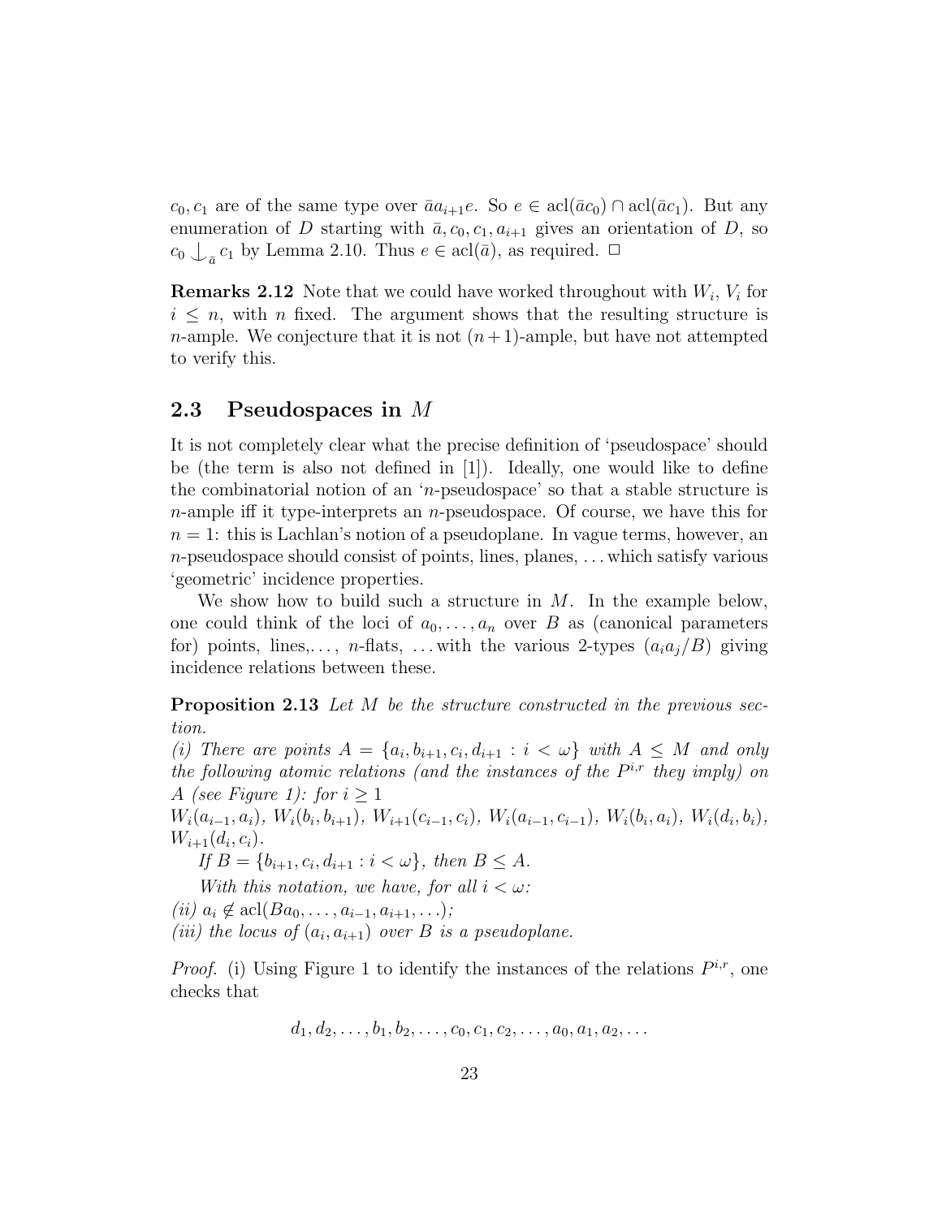$c_0, c_1$ are of the same type over $\bar{a}a_{i+1}e$. So $e \in \mathrm{acl}(\bar{a}c_0) \cap \mathrm{acl}(\bar{a}c_1)$. But any enumeration of $D$ starting with $\bar{a}, c_0, c_1, a_{i+1}$ gives an orientation of $D$, so $c_0 \mathop{\smile\!\!\!\!\!\!\;|}_{\bar{a}} c_1$ by Lemma 2.10. Thus $e \in \mathrm{acl}(\bar{a})$, as required. $\square$

**Remarks 2.12** Note that we could have worked throughout with $W_i$, $V_i$ for $i \leq n$, with $n$ fixed. The argument shows that the resulting structure is $n$-ample. We conjecture that it is not $(n+1)$-ample, but have not attempted to verify this.

## 2.3 Pseudospaces in $M$

It is not completely clear what the precise definition of 'pseudospace' should be (the term is also not defined in [1]). Ideally, one would like to define the combinatorial notion of an '$n$-pseudospace' so that a stable structure is $n$-ample iff it type-interprets an $n$-pseudospace. Of course, we have this for $n = 1$: this is Lachlan's notion of a pseudoplane. In vague terms, however, an $n$-pseudospace should consist of points, lines, planes, ... which satisfy various 'geometric' incidence properties.

We show how to build such a structure in $M$. In the example below, one could think of the loci of $a_0, \ldots, a_n$ over $B$ as (canonical parameters for) points, lines,..., $n$-flats, ... with the various 2-types $(a_i a_j/B)$ giving incidence relations between these.

**Proposition 2.13** *Let $M$ be the structure constructed in the previous section.*
*(i) There are points $A = \{a_i, b_{i+1}, c_i, d_{i+1} : i < \omega\}$ with $A \leq M$ and only the following atomic relations (and the instances of the $P^{i,r}$ they imply) on $A$ (see Figure 1): for $i \geq 1$*
*$W_i(a_{i-1}, a_i)$, $W_i(b_i, b_{i+1})$, $W_{i+1}(c_{i-1}, c_i)$, $W_i(a_{i-1}, c_{i-1})$, $W_i(b_i, a_i)$, $W_i(d_i, b_i)$, $W_{i+1}(d_i, c_i)$.*

*If $B = \{b_{i+1}, c_i, d_{i+1} : i < \omega\}$, then $B \leq A$.*

*With this notation, we have, for all $i < \omega$:*
*(ii) $a_i \notin \mathrm{acl}(Ba_0, \ldots, a_{i-1}, a_{i+1}, \ldots)$;*
*(iii) the locus of $(a_i, a_{i+1})$ over $B$ is a pseudoplane.*

*Proof.* (i) Using Figure 1 to identify the instances of the relations $P^{i,r}$, one checks that

$$d_1, d_2, \ldots, b_1, b_2, \ldots, c_0, c_1, c_2, \ldots, a_0, a_1, a_2, \ldots$$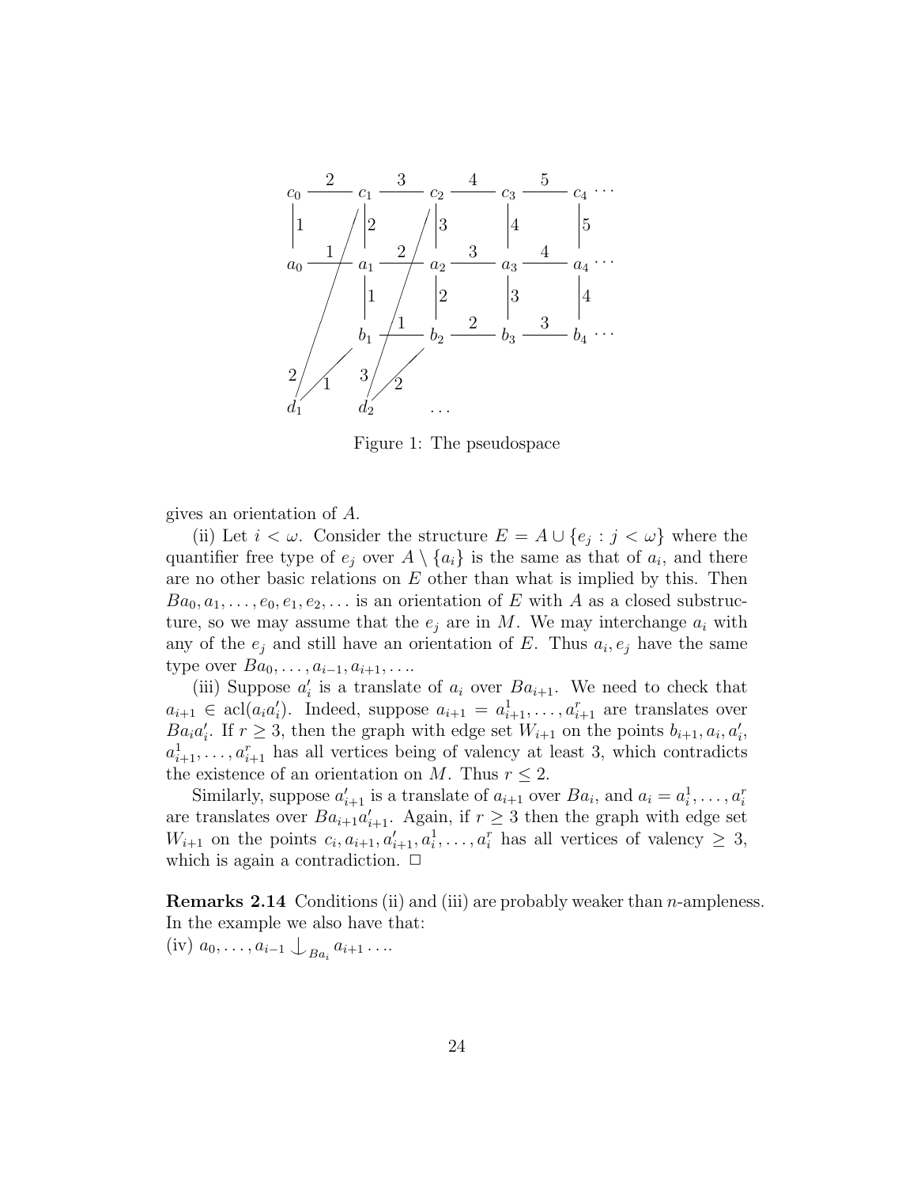Figure 1: The pseudospace

gives an orientation of $A$.

(ii) Let $i < \omega$. Consider the structure $E = A \cup \{e_j : j < \omega\}$ where the quantifier free type of $e_j$ over $A \setminus \{a_i\}$ is the same as that of $a_i$, and there are no other basic relations on $E$ other than what is implied by this. Then $Ba_0, a_1, \ldots, e_0, e_1, e_2, \ldots$ is an orientation of $E$ with $A$ as a closed substructure, so we may assume that the $e_j$ are in $M$. We may interchange $a_i$ with any of the $e_j$ and still have an orientation of $E$. Thus $a_i, e_j$ have the same type over $Ba_0, \ldots, a_{i-1}, a_{i+1}, \ldots$.

(iii) Suppose $a_i'$ is a translate of $a_i$ over $Ba_{i+1}$. We need to check that $a_{i+1} \in \mathrm{acl}(a_i a_i')$. Indeed, suppose $a_{i+1} = a_{i+1}^1, \ldots, a_{i+1}^r$ are translates over $Ba_i a_i'$. If $r \geq 3$, then the graph with edge set $W_{i+1}$ on the points $b_{i+1}, a_i, a_i'$, $a_{i+1}^1, \ldots, a_{i+1}^r$ has all vertices being of valency at least 3, which contradicts the existence of an orientation on $M$. Thus $r \leq 2$.

Similarly, suppose $a_{i+1}'$ is a translate of $a_{i+1}$ over $Ba_i$, and $a_i = a_i^1, \ldots, a_i^r$ are translates over $Ba_{i+1}a_{i+1}'$. Again, if $r \geq 3$ then the graph with edge set $W_{i+1}$ on the points $c_i, a_{i+1}, a_{i+1}', a_i^1, \ldots, a_i^r$ has all vertices of valency $\geq 3$, which is again a contradiction. $\Box$

**Remarks 2.14** Conditions (ii) and (iii) are probably weaker than $n$-ampleness. In the example we also have that:
(iv) $a_0, \ldots, a_{i-1} \perp_{Ba_i} a_{i+1} \ldots$.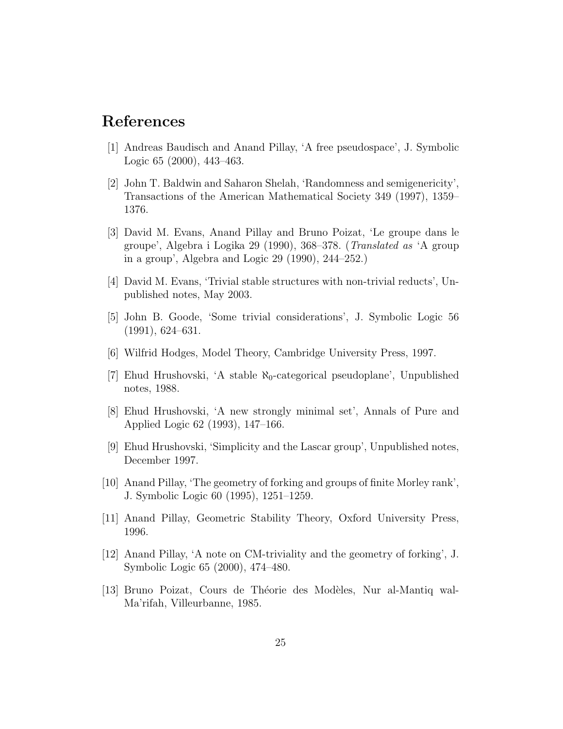# References

[1] Andreas Baudisch and Anand Pillay, 'A free pseudospace', J. Symbolic Logic 65 (2000), 443–463.

[2] John T. Baldwin and Saharon Shelah, 'Randomness and semigenericity', Transactions of the American Mathematical Society 349 (1997), 1359–1376.

[3] David M. Evans, Anand Pillay and Bruno Poizat, 'Le groupe dans le groupe', Algebra i Logika 29 (1990), 368–378. (*Translated as* 'A group in a group', Algebra and Logic 29 (1990), 244–252.)

[4] David M. Evans, 'Trivial stable structures with non-trivial reducts', Unpublished notes, May 2003.

[5] John B. Goode, 'Some trivial considerations', J. Symbolic Logic 56 (1991), 624–631.

[6] Wilfrid Hodges, Model Theory, Cambridge University Press, 1997.

[7] Ehud Hrushovski, 'A stable $\aleph_0$-categorical pseudoplane', Unpublished notes, 1988.

[8] Ehud Hrushovski, 'A new strongly minimal set', Annals of Pure and Applied Logic 62 (1993), 147–166.

[9] Ehud Hrushovski, 'Simplicity and the Lascar group', Unpublished notes, December 1997.

[10] Anand Pillay, 'The geometry of forking and groups of finite Morley rank', J. Symbolic Logic 60 (1995), 1251–1259.

[11] Anand Pillay, Geometric Stability Theory, Oxford University Press, 1996.

[12] Anand Pillay, 'A note on CM-triviality and the geometry of forking', J. Symbolic Logic 65 (2000), 474–480.

[13] Bruno Poizat, Cours de Théorie des Modèles, Nur al-Mantiq wal-Ma'rifah, Villeurbanne, 1985.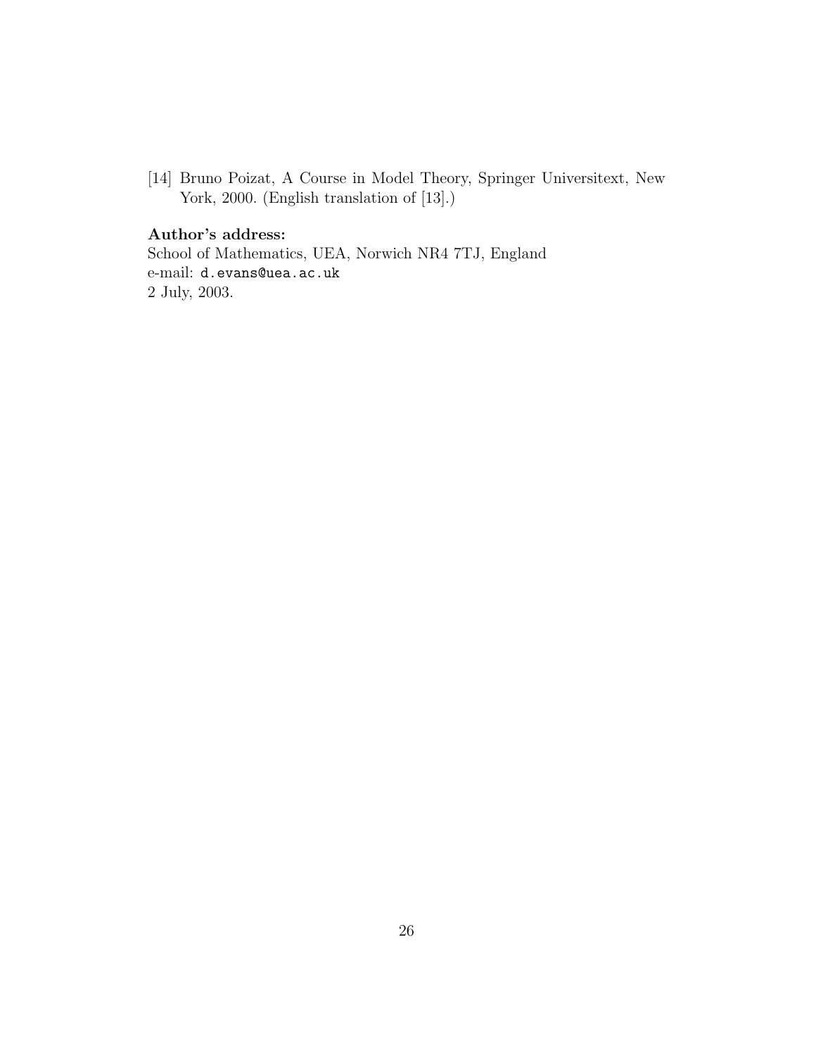[14] Bruno Poizat, A Course in Model Theory, Springer Universitext, New York, 2000. (English translation of [13].)

**Author's address:**
School of Mathematics, UEA, Norwich NR4 7TJ, England
e-mail: `d.evans@uea.ac.uk`
2 July, 2003.